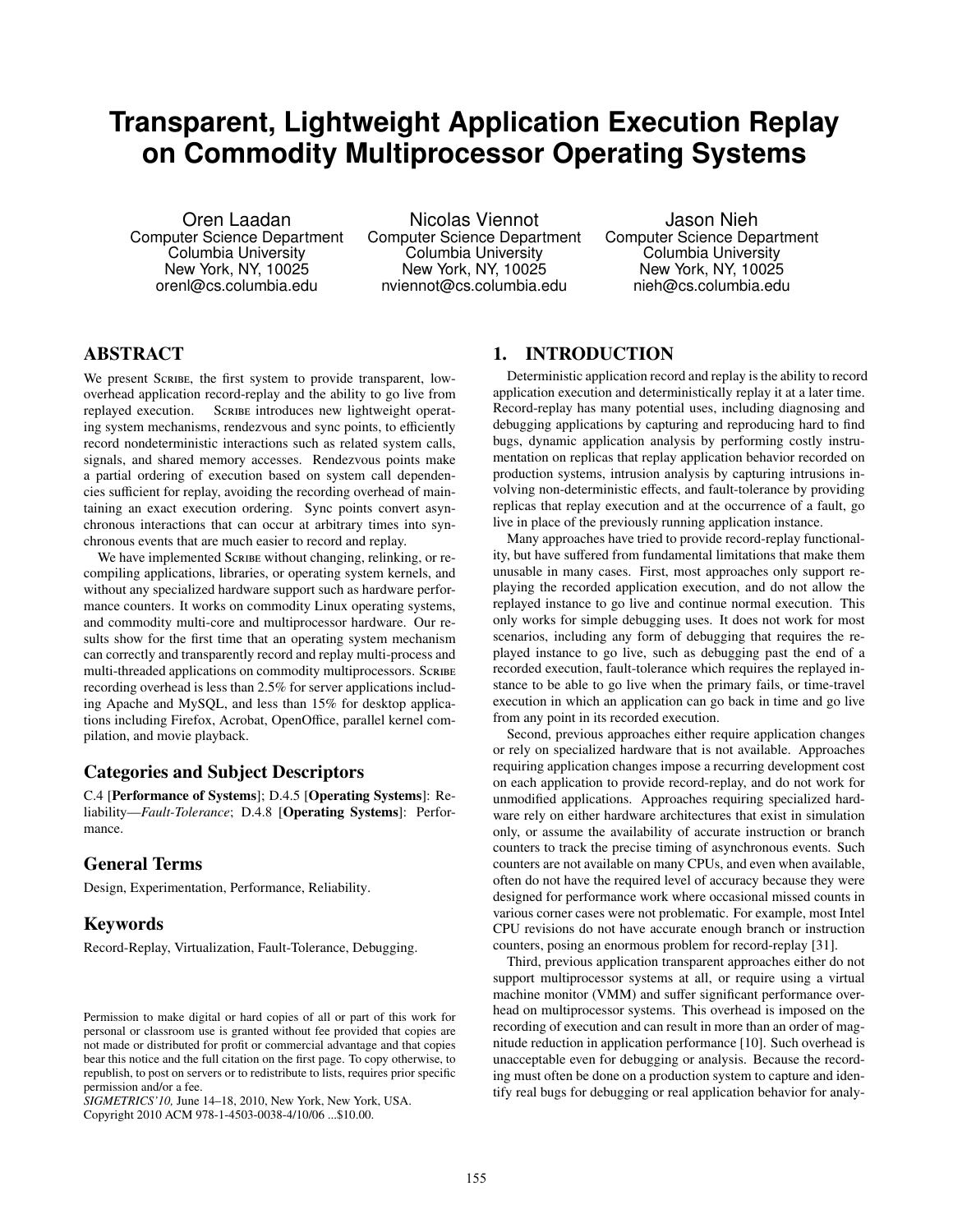# Transparent, Lightweight Application Execution Replay on Commodity Multiprocessor Operating Systems

Oren Laadan
Computer Science Department
Columbia University
New York, NY, 10025
orenl@cs.columbia.edu

Nicolas Viennot
Computer Science Department
Columbia University
New York, NY, 10025
nviennot@cs.columbia.edu

Jason Nieh
Computer Science Department
Columbia University
New York, NY, 10025
nieh@cs.columbia.edu

## ABSTRACT

We present Scribe, the first system to provide transparent, low-overhead application record-replay and the ability to go live from replayed execution. Scribe introduces new lightweight operating system mechanisms, rendezvous and sync points, to efficiently record nondeterministic interactions such as related system calls, signals, and shared memory accesses. Rendezvous points make a partial ordering of execution based on system call dependencies sufficient for replay, avoiding the recording overhead of maintaining an exact execution ordering. Sync points convert asynchronous interactions that can occur at arbitrary times into synchronous events that are much easier to record and replay.

We have implemented Scribe without changing, relinking, or recompiling applications, libraries, or operating system kernels, and without any specialized hardware support such as hardware performance counters. It works on commodity Linux operating systems, and commodity multi-core and multiprocessor hardware. Our results show for the first time that an operating system mechanism can correctly and transparently record and replay multi-process and multi-threaded applications on commodity multiprocessors. Scribe recording overhead is less than 2.5% for server applications including Apache and MySQL, and less than 15% for desktop applications including Firefox, Acrobat, OpenOffice, parallel kernel compilation, and movie playback.

### Categories and Subject Descriptors

C.4 [**Performance of Systems**]; D.4.5 [**Operating Systems**]: Reliability—*Fault-Tolerance*; D.4.8 [**Operating Systems**]: Performance.

### General Terms

Design, Experimentation, Performance, Reliability.

### Keywords

Record-Replay, Virtualization, Fault-Tolerance, Debugging.

Permission to make digital or hard copies of all or part of this work for personal or classroom use is granted without fee provided that copies are not made or distributed for profit or commercial advantage and that copies bear this notice and the full citation on the first page. To copy otherwise, to republish, to post on servers or to redistribute to lists, requires prior specific permission and/or a fee.
*SIGMETRICS'10,* June 14–18, 2010, New York, New York, USA.
Copyright 2010 ACM 978-1-4503-0038-4/10/06 ...$10.00.

## 1. INTRODUCTION

Deterministic application record and replay is the ability to record application execution and deterministically replay it at a later time. Record-replay has many potential uses, including diagnosing and debugging applications by capturing and reproducing hard to find bugs, dynamic application analysis by performing costly instrumentation on replicas that replay application behavior recorded on production systems, intrusion analysis by capturing intrusions involving non-deterministic effects, and fault-tolerance by providing replicas that replay execution and at the occurrence of a fault, go live in place of the previously running application instance.

Many approaches have tried to provide record-replay functionality, but have suffered from fundamental limitations that make them unusable in many cases. First, most approaches only support replaying the recorded application execution, and do not allow the replayed instance to go live and continue normal execution. This only works for simple debugging uses. It does not work for most scenarios, including any form of debugging that requires the replayed instance to go live, such as debugging past the end of a recorded execution, fault-tolerance which requires the replayed instance to be able to go live when the primary fails, or time-travel execution in which an application can go back in time and go live from any point in its recorded execution.

Second, previous approaches either require application changes or rely on specialized hardware that is not available. Approaches requiring application changes impose a recurring development cost on each application to provide record-replay, and do not work for unmodified applications. Approaches requiring specialized hardware rely on either hardware architectures that exist in simulation only, or assume the availability of accurate instruction or branch counters to track the precise timing of asynchronous events. Such counters are not available on many CPUs, and even when available, often do not have the required level of accuracy because they were designed for performance work where occasional missed counts in various corner cases were not problematic. For example, most Intel CPU revisions do not have accurate enough branch or instruction counters, posing an enormous problem for record-replay [31].

Third, previous application transparent approaches either do not support multiprocessor systems at all, or require using a virtual machine monitor (VMM) and suffer significant performance overhead on multiprocessor systems. This overhead is imposed on the recording of execution and can result in more than an order of magnitude reduction in application performance [10]. Such overhead is unacceptable even for debugging or analysis. Because the recording must often be done on a production system to capture and identify real bugs for debugging or real application behavior for analy-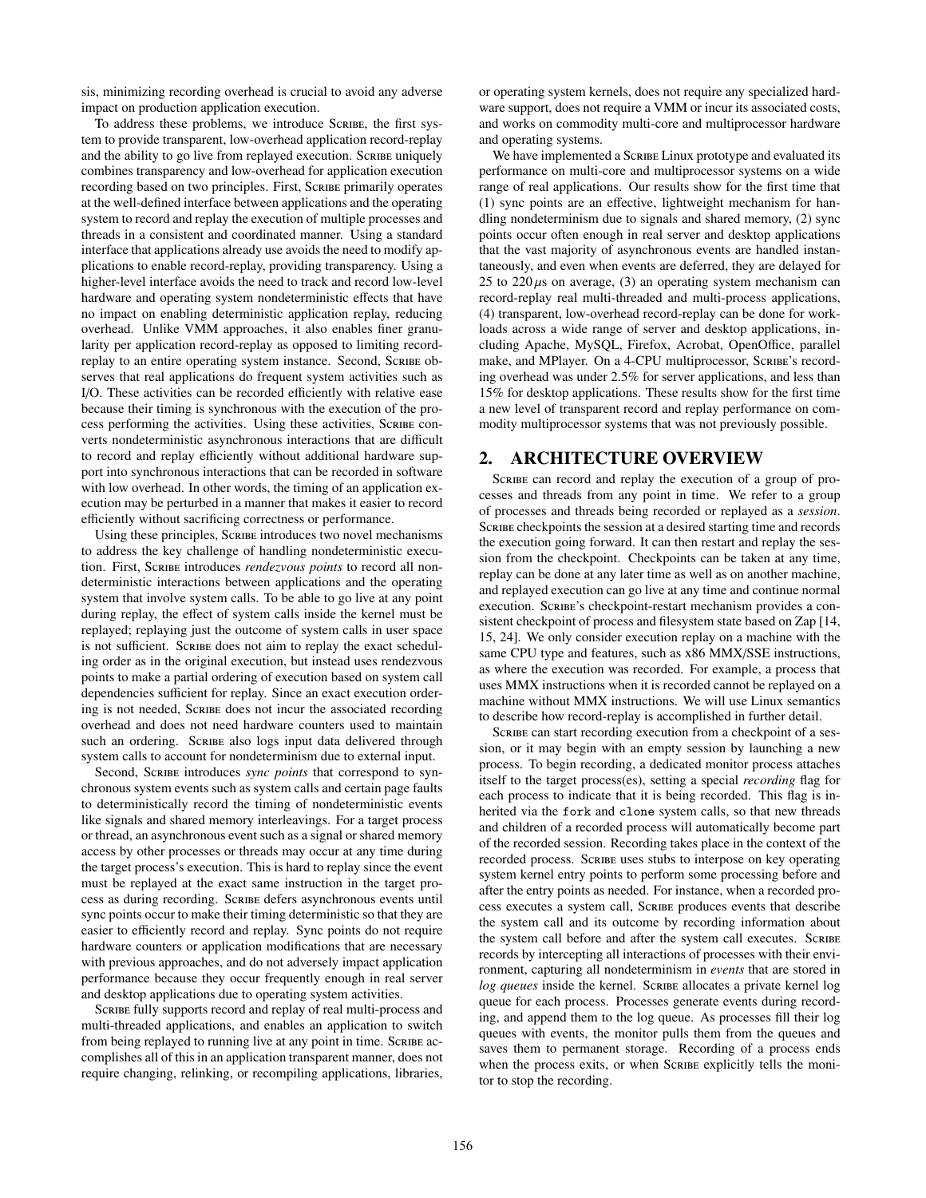sis, minimizing recording overhead is crucial to avoid any adverse impact on production application execution.

To address these problems, we introduce Scribe, the first system to provide transparent, low-overhead application record-replay and the ability to go live from replayed execution. Scribe uniquely combines transparency and low-overhead for application execution recording based on two principles. First, Scribe primarily operates at the well-defined interface between applications and the operating system to record and replay the execution of multiple processes and threads in a consistent and coordinated manner. Using a standard interface that applications already use avoids the need to modify applications to enable record-replay, providing transparency. Using a higher-level interface avoids the need to track and record low-level hardware and operating system nondeterministic effects that have no impact on enabling deterministic application replay, reducing overhead. Unlike VMM approaches, it also enables finer granularity per application record-replay as opposed to limiting record-replay to an entire operating system instance. Second, Scribe observes that real applications do frequent system activities such as I/O. These activities can be recorded efficiently with relative ease because their timing is synchronous with the execution of the process performing the activities. Using these activities, Scribe converts nondeterministic asynchronous interactions that are difficult to record and replay efficiently without additional hardware support into synchronous interactions that can be recorded in software with low overhead. In other words, the timing of an application execution may be perturbed in a manner that makes it easier to record efficiently without sacrificing correctness or performance.

Using these principles, Scribe introduces two novel mechanisms to address the key challenge of handling nondeterministic execution. First, Scribe introduces *rendezvous points* to record all nondeterministic interactions between applications and the operating system that involve system calls. To be able to go live at any point during replay, the effect of system calls inside the kernel must be replayed; replaying just the outcome of system calls in user space is not sufficient. Scribe does not aim to replay the exact scheduling order as in the original execution, but instead uses rendezvous points to make a partial ordering of execution based on system call dependencies sufficient for replay. Since an exact execution ordering is not needed, Scribe does not incur the associated recording overhead and does not need hardware counters used to maintain such an ordering. Scribe also logs input data delivered through system calls to account for nondeterminism due to external input.

Second, Scribe introduces *sync points* that correspond to synchronous system events such as system calls and certain page faults to deterministically record the timing of nondeterministic events like signals and shared memory interleavings. For a target process or thread, an asynchronous event such as a signal or shared memory access by other processes or threads may occur at any time during the target process's execution. This is hard to replay since the event must be replayed at the exact same instruction in the target process as during recording. Scribe defers asynchronous events until sync points occur to make their timing deterministic so that they are easier to efficiently record and replay. Sync points do not require hardware counters or application modifications that are necessary with previous approaches, and do not adversely impact application performance because they occur frequently enough in real server and desktop applications due to operating system activities.

Scribe fully supports record and replay of real multi-process and multi-threaded applications, and enables an application to switch from being replayed to running live at any point in time. Scribe accomplishes all of this in an application transparent manner, does not require changing, relinking, or recompiling applications, libraries, or operating system kernels, does not require any specialized hardware support, does not require a VMM or incur its associated costs, and works on commodity multi-core and multiprocessor hardware and operating systems.

We have implemented a Scribe Linux prototype and evaluated its performance on multi-core and multiprocessor systems on a wide range of real applications. Our results show for the first time that (1) sync points are an effective, lightweight mechanism for handling nondeterminism due to signals and shared memory, (2) sync points occur often enough in real server and desktop applications that the vast majority of asynchronous events are handled instantaneously, and even when events are deferred, they are delayed for 25 to 220 $\mu$s on average, (3) an operating system mechanism can record-replay real multi-threaded and multi-process applications, (4) transparent, low-overhead record-replay can be done for workloads across a wide range of server and desktop applications, including Apache, MySQL, Firefox, Acrobat, OpenOffice, parallel make, and MPlayer. On a 4-CPU multiprocessor, Scribe's recording overhead was under 2.5% for server applications, and less than 15% for desktop applications. These results show for the first time a new level of transparent record and replay performance on commodity multiprocessor systems that was not previously possible.

## 2. ARCHITECTURE OVERVIEW

Scribe can record and replay the execution of a group of processes and threads from any point in time. We refer to a group of processes and threads being recorded or replayed as a *session*. Scribe checkpoints the session at a desired starting time and records the execution going forward. It can then restart and replay the session from the checkpoint. Checkpoints can be taken at any time, replay can be done at any later time as well as on another machine, and replayed execution can go live at any time and continue normal execution. Scribe's checkpoint-restart mechanism provides a consistent checkpoint of process and filesystem state based on Zap [14, 15, 24]. We only consider execution replay on a machine with the same CPU type and features, such as x86 MMX/SSE instructions, as where the execution was recorded. For example, a process that uses MMX instructions when it is recorded cannot be replayed on a machine without MMX instructions. We will use Linux semantics to describe how record-replay is accomplished in further detail.

Scribe can start recording execution from a checkpoint of a session, or it may begin with an empty session by launching a new process. To begin recording, a dedicated monitor process attaches itself to the target process(es), setting a special *recording* flag for each process to indicate that it is being recorded. This flag is inherited via the `fork` and `clone` system calls, so that new threads and children of a recorded process will automatically become part of the recorded session. Recording takes place in the context of the recorded process. Scribe uses stubs to interpose on key operating system kernel entry points to perform some processing before and after the entry points as needed. For instance, when a recorded process executes a system call, Scribe produces events that describe the system call and its outcome by recording information about the system call before and after the system call executes. Scribe records by intercepting all interactions of processes with their environment, capturing all nondeterminism in *events* that are stored in *log queues* inside the kernel. Scribe allocates a private kernel log queue for each process. Processes generate events during recording, and append them to the log queue. As processes fill their log queues with events, the monitor pulls them from the queues and saves them to permanent storage. Recording of a process ends when the process exits, or when Scribe explicitly tells the monitor to stop the recording.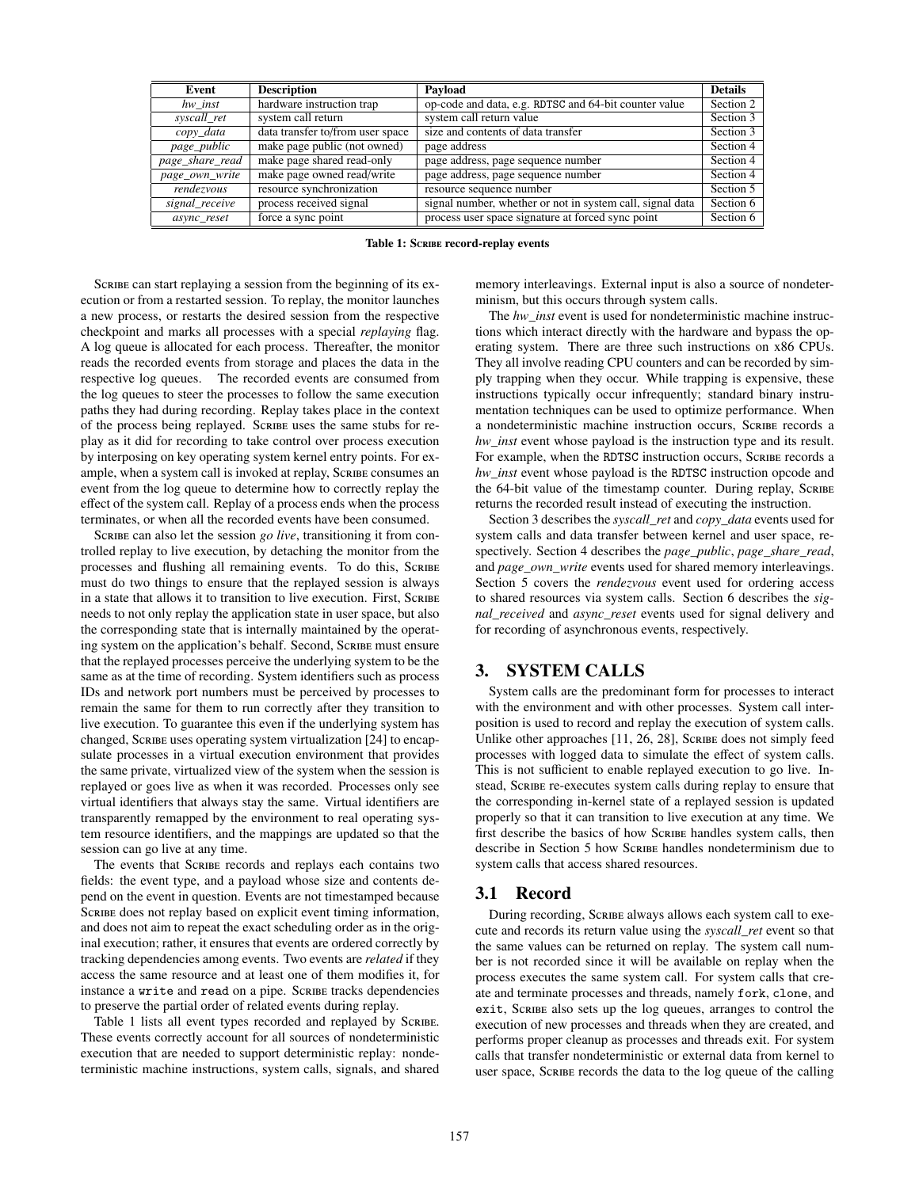| Event | Description | Payload | Details |
| --- | --- | --- | --- |
| *hw_inst* | hardware instruction trap | op-code and data, e.g. RDTSC and 64-bit counter value | Section 2 |
| *syscall_ret* | system call return | system call return value | Section 3 |
| *copy_data* | data transfer to/from user space | size and contents of data transfer | Section 3 |
| *page_public* | make page public (not owned) | page address | Section 4 |
| *page_share_read* | make page shared read-only | page address, page sequence number | Section 4 |
| *page_own_write* | make page owned read/write | page address, page sequence number | Section 4 |
| *rendezvous* | resource synchronization | resource sequence number | Section 5 |
| *signal_receive* | process received signal | signal number, whether or not in system call, signal data | Section 6 |
| *async_reset* | force a sync point | process user space signature at forced sync point | Section 6 |

**Table 1: Scribe record-replay events**

Scribe can start replaying a session from the beginning of its execution or from a restarted session. To replay, the monitor launches a new process, or restarts the desired session from the respective checkpoint and marks all processes with a special *replaying* flag. A log queue is allocated for each process. Thereafter, the monitor reads the recorded events from storage and places the data in the respective log queues. The recorded events are consumed from the log queues to steer the processes to follow the same execution paths they had during recording. Replay takes place in the context of the process being replayed. Scribe uses the same stubs for replay as it did for recording to take control over process execution by interposing on key operating system kernel entry points. For example, when a system call is invoked at replay, Scribe consumes an event from the log queue to determine how to correctly replay the effect of the system call. Replay of a process ends when the process terminates, or when all the recorded events have been consumed.

Scribe can also let the session *go live*, transitioning it from controlled replay to live execution, by detaching the monitor from the processes and flushing all remaining events. To do this, Scribe must do two things to ensure that the replayed session is always in a state that allows it to transition to live execution. First, Scribe needs to not only replay the application state in user space, but also the corresponding state that is internally maintained by the operating system on the application's behalf. Second, Scribe must ensure that the replayed processes perceive the underlying system to be the same as at the time of recording. System identifiers such as process IDs and network port numbers must be perceived by processes to remain the same for them to run correctly after they transition to live execution. To guarantee this even if the underlying system has changed, Scribe uses operating system virtualization [24] to encapsulate processes in a virtual execution environment that provides the same private, virtualized view of the system when the session is replayed or goes live as when it was recorded. Processes only see virtual identifiers that always stay the same. Virtual identifiers are transparently remapped by the environment to real operating system resource identifiers, and the mappings are updated so that the session can go live at any time.

The events that Scribe records and replays each contains two fields: the event type, and a payload whose size and contents depend on the event in question. Events are not timestamped because Scribe does not replay based on explicit event timing information, and does not aim to repeat the exact scheduling order as in the original execution; rather, it ensures that events are ordered correctly by tracking dependencies among events. Two events are *related* if they access the same resource and at least one of them modifies it, for instance a write and read on a pipe. Scribe tracks dependencies to preserve the partial order of related events during replay.

Table 1 lists all event types recorded and replayed by Scribe. These events correctly account for all sources of nondeterministic execution that are needed to support deterministic replay: nondeterministic machine instructions, system calls, signals, and shared memory interleavings. External input is also a source of nondeterminism, but this occurs through system calls.

The *hw_inst* event is used for nondeterministic machine instructions which interact directly with the hardware and bypass the operating system. There are three such instructions on x86 CPUs. They all involve reading CPU counters and can be recorded by simply trapping when they occur. While trapping is expensive, these instructions typically occur infrequently; standard binary instrumentation techniques can be used to optimize performance. When a nondeterministic machine instruction occurs, Scribe records a *hw_inst* event whose payload is the instruction type and its result. For example, when the RDTSC instruction occurs, Scribe records a *hw_inst* event whose payload is the RDTSC instruction opcode and the 64-bit value of the timestamp counter. During replay, Scribe returns the recorded result instead of executing the instruction.

Section 3 describes the *syscall_ret* and *copy_data* events used for system calls and data transfer between kernel and user space, respectively. Section 4 describes the *page_public*, *page_share_read*, and *page_own_write* events used for shared memory interleavings. Section 5 covers the *rendezvous* event used for ordering access to shared resources via system calls. Section 6 describes the *signal_received* and *async_reset* events used for signal delivery and for recording of asynchronous events, respectively.

## 3. SYSTEM CALLS

System calls are the predominant form for processes to interact with the environment and with other processes. System call interposition is used to record and replay the execution of system calls. Unlike other approaches [11, 26, 28], Scribe does not simply feed processes with logged data to simulate the effect of system calls. This is not sufficient to enable replayed execution to go live. Instead, Scribe re-executes system calls during replay to ensure that the corresponding in-kernel state of a replayed session is updated properly so that it can transition to live execution at any time. We first describe the basics of how Scribe handles system calls, then describe in Section 5 how Scribe handles nondeterminism due to system calls that access shared resources.

### 3.1 Record

During recording, Scribe always allows each system call to execute and records its return value using the *syscall_ret* event so that the same values can be returned on replay. The system call number is not recorded since it will be available on replay when the process executes the same system call. For system calls that create and terminate processes and threads, namely fork, clone, and exit, Scribe also sets up the log queues, arranges to control the execution of new processes and threads when they are created, and performs proper cleanup as processes and threads exit. For system calls that transfer nondeterministic or external data from kernel to user space, Scribe records the data to the log queue of the calling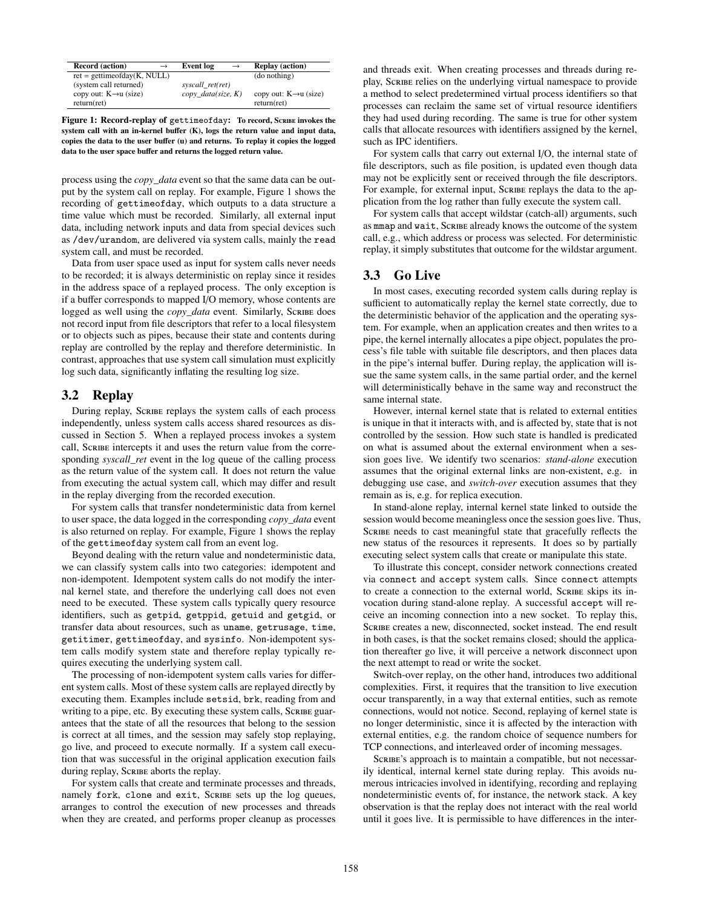| Record (action) → | Event log → | Replay (action) |
|---|---|---|
| ret = gettimeofday(K, NULL) | | (do nothing) |
| (system call returned) | *syscall_ret(ret)* | |
| copy out: K→u (size) | *copy_data(size, K)* | copy out: K→u (size) |
| return(ret) | | return(ret) |

**Figure 1: Record-replay of `gettimeofday`: To record, Scribe invokes the system call with an in-kernel buffer (K), logs the return value and input data, copies the data to the user buffer (u) and returns. To replay it copies the logged data to the user space buffer and returns the logged return value.**

process using the *copy_data* event so that the same data can be output by the system call on replay. For example, Figure 1 shows the recording of `gettimeofday`, which outputs to a data structure a time value which must be recorded. Similarly, all external input data, including network inputs and data from special devices such as `/dev/urandom`, are delivered via system calls, mainly the `read` system call, and must be recorded.

Data from user space used as input for system calls never needs to be recorded; it is always deterministic on replay since it resides in the address space of a replayed process. The only exception is if a buffer corresponds to mapped I/O memory, whose contents are logged as well using the *copy_data* event. Similarly, Scribe does not record input from file descriptors that refer to a local filesystem or to objects such as pipes, because their state and contents during replay are controlled by the replay and therefore deterministic. In contrast, approaches that use system call simulation must explicitly log such data, significantly inflating the resulting log size.

## 3.2 Replay

During replay, Scribe replays the system calls of each process independently, unless system calls access shared resources as discussed in Section 5. When a replayed process invokes a system call, Scribe intercepts it and uses the return value from the corresponding *syscall_ret* event in the log queue of the calling process as the return value of the system call. It does not return the value from executing the actual system call, which may differ and result in the replay diverging from the recorded execution.

For system calls that transfer nondeterministic data from kernel to user space, the data logged in the corresponding *copy_data* event is also returned on replay. For example, Figure 1 shows the replay of the `gettimeofday` system call from an event log.

Beyond dealing with the return value and nondeterministic data, we can classify system calls into two categories: idempotent and non-idempotent. Idempotent system calls do not modify the internal kernel state, and therefore the underlying call does not even need to be executed. These system calls typically query resource identifiers, such as `getpid`, `getppid`, `getuid` and `getgid`, or transfer data about resources, such as `uname`, `getrusage`, `time`, `getitimer`, `gettimeofday`, and `sysinfo`. Non-idempotent system calls modify system state and therefore replay typically requires executing the underlying system call.

The processing of non-idempotent system calls varies for different system calls. Most of these system calls are replayed directly by executing them. Examples include `setsid`, `brk`, reading from and writing to a pipe, etc. By executing these system calls, Scribe guarantees that the state of all the resources that belong to the session is correct at all times, and the session may safely stop replaying, go live, and proceed to execute normally. If a system call execution that was successful in the original application execution fails during replay, Scribe aborts the replay.

For system calls that create and terminate processes and threads, namely `fork`, `clone` and `exit`, Scribe sets up the log queues, arranges to control the execution of new processes and threads when they are created, and performs proper cleanup as processes and threads exit. When creating processes and threads during replay, Scribe relies on the underlying virtual namespace to provide a method to select predetermined virtual process identifiers so that processes can reclaim the same set of virtual resource identifiers they had used during recording. The same is true for other system calls that allocate resources with identifiers assigned by the kernel, such as IPC identifiers.

For system calls that carry out external I/O, the internal state of file descriptors, such as file position, is updated even though data may not be explicitly sent or received through the file descriptors. For example, for external input, Scribe replays the data to the application from the log rather than fully execute the system call.

For system calls that accept wildstar (catch-all) arguments, such as `mmap` and `wait`, Scribe already knows the outcome of the system call, e.g., which address or process was selected. For deterministic replay, it simply substitutes that outcome for the wildstar argument.

## 3.3 Go Live

In most cases, executing recorded system calls during replay is sufficient to automatically replay the kernel state correctly, due to the deterministic behavior of the application and the operating system. For example, when an application creates and then writes to a pipe, the kernel internally allocates a pipe object, populates the process's file table with suitable file descriptors, and then places data in the pipe's internal buffer. During replay, the application will issue the same system calls, in the same partial order, and the kernel will deterministically behave in the same way and reconstruct the same internal state.

However, internal kernel state that is related to external entities is unique in that it interacts with, and is affected by, state that is not controlled by the session. How such state is handled is predicated on what is assumed about the external environment when a session goes live. We identify two scenarios: *stand-alone* execution assumes that the original external links are non-existent, e.g. in debugging use case, and *switch-over* execution assumes that they remain as is, e.g. for replica execution.

In stand-alone replay, internal kernel state linked to outside the session would become meaningless once the session goes live. Thus, Scribe needs to cast meaningful state that gracefully reflects the new status of the resources it represents. It does so by partially executing select system calls that create or manipulate this state.

To illustrate this concept, consider network connections created via `connect` and `accept` system calls. Since `connect` attempts to create a connection to the external world, Scribe skips its invocation during stand-alone replay. A successful `accept` will receive an incoming connection into a new socket. To replay this, Scribe creates a new, disconnected, socket instead. The end result in both cases, is that the socket remains closed; should the application thereafter go live, it will perceive a network disconnect upon the next attempt to read or write the socket.

Switch-over replay, on the other hand, introduces two additional complexities. First, it requires that the transition to live execution occur transparently, in a way that external entities, such as remote connections, would not notice. Second, replaying of kernel state is no longer deterministic, since it is affected by the interaction with external entities, e.g. the random choice of sequence numbers for TCP connections, and interleaved order of incoming messages.

Scribe's approach is to maintain a compatible, but not necessarily identical, internal kernel state during replay. This avoids numerous intricacies involved in identifying, recording and replaying nondeterministic events of, for instance, the network stack. A key observation is that the replay does not interact with the real world until it goes live. It is permissible to have differences in the inter-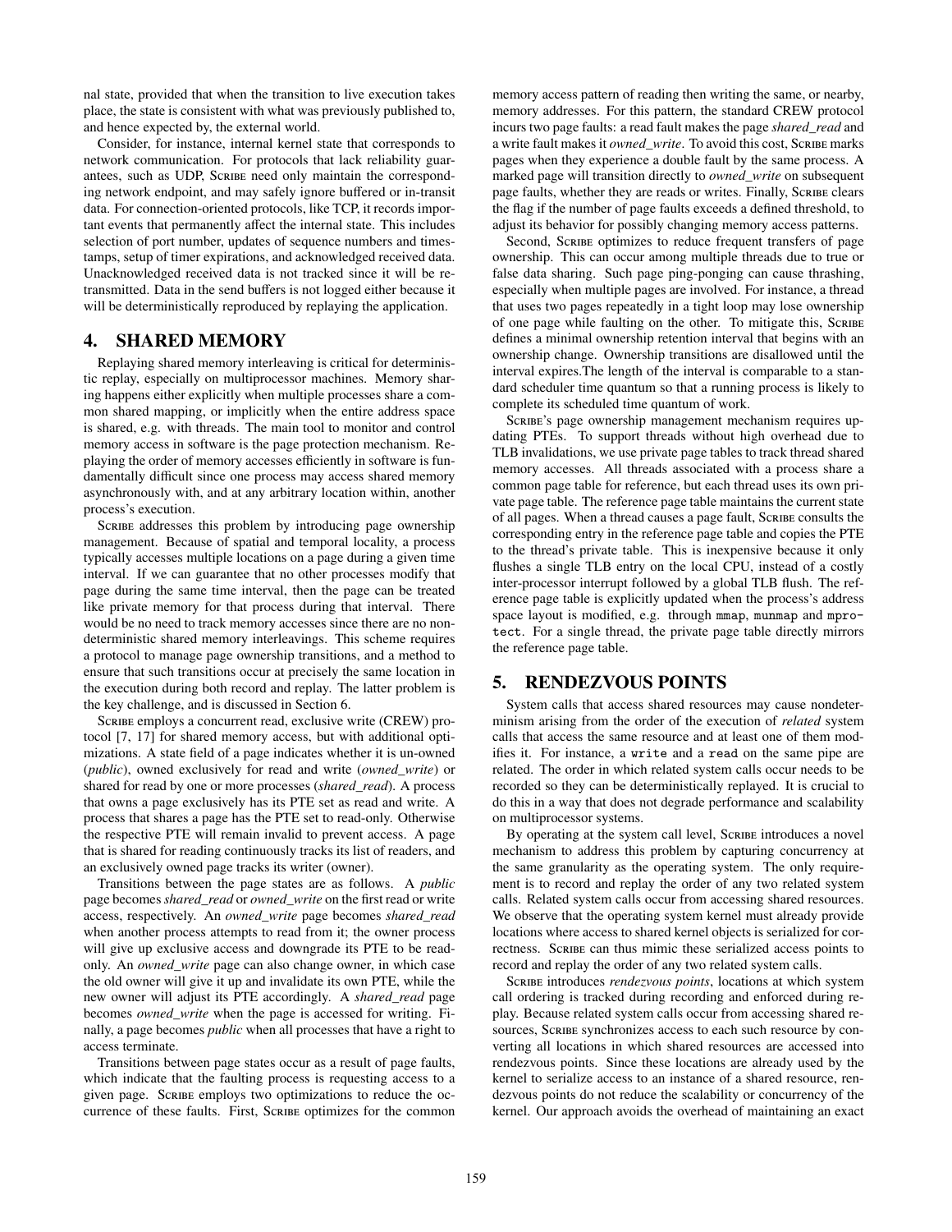nal state, provided that when the transition to live execution takes place, the state is consistent with what was previously published to, and hence expected by, the external world.

Consider, for instance, internal kernel state that corresponds to network communication. For protocols that lack reliability guarantees, such as UDP, Scribe need only maintain the corresponding network endpoint, and may safely ignore buffered or in-transit data. For connection-oriented protocols, like TCP, it records important events that permanently affect the internal state. This includes selection of port number, updates of sequence numbers and timestamps, setup of timer expirations, and acknowledged received data. Unacknowledged received data is not tracked since it will be retransmitted. Data in the send buffers is not logged either because it will be deterministically reproduced by replaying the application.

## 4. SHARED MEMORY

Replaying shared memory interleaving is critical for deterministic replay, especially on multiprocessor machines. Memory sharing happens either explicitly when multiple processes share a common shared mapping, or implicitly when the entire address space is shared, e.g. with threads. The main tool to monitor and control memory access in software is the page protection mechanism. Replaying the order of memory accesses efficiently in software is fundamentally difficult since one process may access shared memory asynchronously with, and at any arbitrary location within, another process's execution.

Scribe addresses this problem by introducing page ownership management. Because of spatial and temporal locality, a process typically accesses multiple locations on a page during a given time interval. If we can guarantee that no other processes modify that page during the same time interval, then the page can be treated like private memory for that process during that interval. There would be no need to track memory accesses since there are no nondeterministic shared memory interleavings. This scheme requires a protocol to manage page ownership transitions, and a method to ensure that such transitions occur at precisely the same location in the execution during both record and replay. The latter problem is the key challenge, and is discussed in Section 6.

Scribe employs a concurrent read, exclusive write (CREW) protocol [7, 17] for shared memory access, but with additional optimizations. A state field of a page indicates whether it is un-owned (*public*), owned exclusively for read and write (*owned_write*) or shared for read by one or more processes (*shared_read*). A process that owns a page exclusively has its PTE set as read and write. A process that shares a page has the PTE set to read-only. Otherwise the respective PTE will remain invalid to prevent access. A page that is shared for reading continuously tracks its list of readers, and an exclusively owned page tracks its writer (owner).

Transitions between the page states are as follows. A *public* page becomes *shared_read* or *owned_write* on the first read or write access, respectively. An *owned_write* page becomes *shared_read* when another process attempts to read from it; the owner process will give up exclusive access and downgrade its PTE to be read-only. An *owned_write* page can also change owner, in which case the old owner will give it up and invalidate its own PTE, while the new owner will adjust its PTE accordingly. A *shared_read* page becomes *owned_write* when the page is accessed for writing. Finally, a page becomes *public* when all processes that have a right to access terminate.

Transitions between page states occur as a result of page faults, which indicate that the faulting process is requesting access to a given page. Scribe employs two optimizations to reduce the occurrence of these faults. First, Scribe optimizes for the common memory access pattern of reading then writing the same, or nearby, memory addresses. For this pattern, the standard CREW protocol incurs two page faults: a read fault makes the page *shared_read* and a write fault makes it *owned_write*. To avoid this cost, Scribe marks pages when they experience a double fault by the same process. A marked page will transition directly to *owned_write* on subsequent page faults, whether they are reads or writes. Finally, Scribe clears the flag if the number of page faults exceeds a defined threshold, to adjust its behavior for possibly changing memory access patterns.

Second, Scribe optimizes to reduce frequent transfers of page ownership. This can occur among multiple threads due to true or false data sharing. Such page ping-ponging can cause thrashing, especially when multiple pages are involved. For instance, a thread that uses two pages repeatedly in a tight loop may lose ownership of one page while faulting on the other. To mitigate this, Scribe defines a minimal ownership retention interval that begins with an ownership change. Ownership transitions are disallowed until the interval expires.The length of the interval is comparable to a standard scheduler time quantum so that a running process is likely to complete its scheduled time quantum of work.

Scribe's page ownership management mechanism requires updating PTEs. To support threads without high overhead due to TLB invalidations, we use private page tables to track thread shared memory accesses. All threads associated with a process share a common page table for reference, but each thread uses its own private page table. The reference page table maintains the current state of all pages. When a thread causes a page fault, Scribe consults the corresponding entry in the reference page table and copies the PTE to the thread's private table. This is inexpensive because it only flushes a single TLB entry on the local CPU, instead of a costly inter-processor interrupt followed by a global TLB flush. The reference page table is explicitly updated when the process's address space layout is modified, e.g. through `mmap`, `munmap` and `mprotect`. For a single thread, the private page table directly mirrors the reference page table.

## 5. RENDEZVOUS POINTS

System calls that access shared resources may cause nondeterminism arising from the order of the execution of *related* system calls that access the same resource and at least one of them modifies it. For instance, a `write` and a `read` on the same pipe are related. The order in which related system calls occur needs to be recorded so they can be deterministically replayed. It is crucial to do this in a way that does not degrade performance and scalability on multiprocessor systems.

By operating at the system call level, Scribe introduces a novel mechanism to address this problem by capturing concurrency at the same granularity as the operating system. The only requirement is to record and replay the order of any two related system calls. Related system calls occur from accessing shared resources. We observe that the operating system kernel must already provide locations where access to shared kernel objects is serialized for correctness. Scribe can thus mimic these serialized access points to record and replay the order of any two related system calls.

Scribe introduces *rendezvous points*, locations at which system call ordering is tracked during recording and enforced during replay. Because related system calls occur from accessing shared resources, Scribe synchronizes access to each such resource by converting all locations in which shared resources are accessed into rendezvous points. Since these locations are already used by the kernel to serialize access to an instance of a shared resource, rendezvous points do not reduce the scalability or concurrency of the kernel. Our approach avoids the overhead of maintaining an exact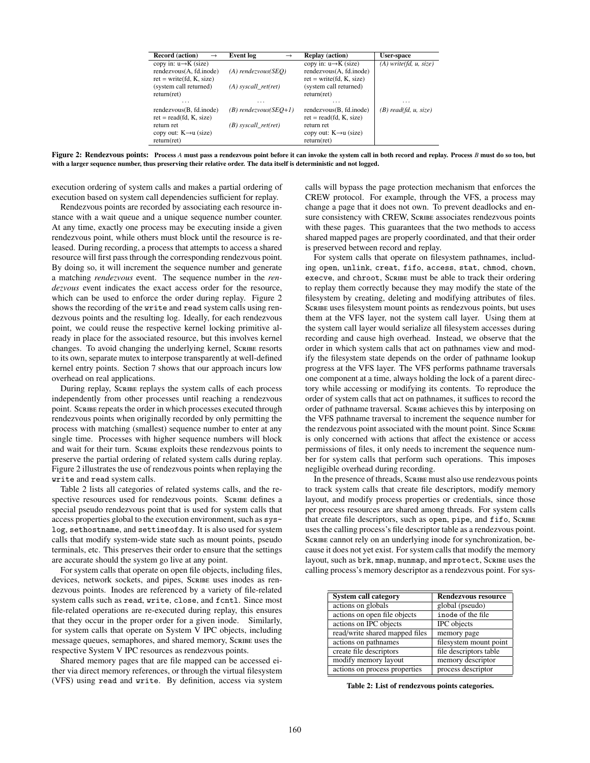| Record (action) → | Event log → | Replay (action) | User-space |
|---|---|---|---|
| copy in: u→K (size) | | copy in: u→K (size) | *(A) write(fd, u, size)* |
| rendezvous(A, fd.inode) | *(A) rendezvous(SEQ)* | rendezvous(A, fd.inode) | |
| ret = write(fd, K, size) | | ret = write(fd, K, size) | |
| (system call returned) | *(A) syscall_ret(ret)* | (system call returned) | |
| return(ret) | | return(ret) | |
| ... | ... | ... | ... |
| rendezvous(B, fd.inode) | *(B) rendezvous(SEQ+1)* | rendezvous(B, fd.inode) | *(B) read(fd, u, size)* |
| ret = read(fd, K, size) | | ret = read(fd, K, size) | |
| return ret | *(B) syscall_ret(ret)* | return ret | |
| copy out: K→u (size) | | copy out: K→u (size) | |
| return(ret) | | return(ret) | |

**Figure 2: Rendezvous points:** **Process** ***A*** **must pass a rendezvous point before it can invoke the system call in both record and replay. Process** ***B*** **must do so too, but with a larger sequence number, thus preserving their relative order. The data itself is deterministic and not logged.**

execution ordering of system calls and makes a partial ordering of execution based on system call dependencies sufficient for replay.

Rendezvous points are recorded by associating each resource instance with a wait queue and a unique sequence number counter. At any time, exactly one process may be executing inside a given rendezvous point, while others must block until the resource is released. During recording, a process that attempts to access a shared resource will first pass through the corresponding rendezvous point. By doing so, it will increment the sequence number and generate a matching *rendezvous* event. The sequence number in the *rendezvous* event indicates the exact access order for the resource, which can be used to enforce the order during replay. Figure 2 shows the recording of the `write` and `read` system calls using rendezvous points and the resulting log. Ideally, for each rendezvous point, we could reuse the respective kernel locking primitive already in place for the associated resource, but this involves kernel changes. To avoid changing the underlying kernel, Scribe resorts to its own, separate mutex to interpose transparently at well-defined kernel entry points. Section 7 shows that our approach incurs low overhead on real applications.

During replay, Scribe replays the system calls of each process independently from other processes until reaching a rendezvous point. Scribe repeats the order in which processes executed through rendezvous points when originally recorded by only permitting the process with matching (smallest) sequence number to enter at any single time. Processes with higher sequence numbers will block and wait for their turn. Scribe exploits these rendezvous points to preserve the partial ordering of related system calls during replay. Figure 2 illustrates the use of rendezvous points when replaying the `write` and `read` system calls.

Table 2 lists all categories of related systems calls, and the respective resources used for rendezvous points. Scribe defines a special pseudo rendezvous point that is used for system calls that access properties global to the execution environment, such as `syslog`, `sethostname`, and `settimeofday`. It is also used for system calls that modify system-wide state such as mount points, pseudo terminals, etc. This preserves their order to ensure that the settings are accurate should the system go live at any point.

For system calls that operate on open file objects, including files, devices, network sockets, and pipes, Scribe uses inodes as rendezvous points. Inodes are referenced by a variety of file-related system calls such as `read`, `write`, `close`, and `fcntl`. Since most file-related operations are re-executed during replay, this ensures that they occur in the proper order for a given inode. Similarly, for system calls that operate on System V IPC objects, including message queues, semaphores, and shared memory, Scribe uses the respective System V IPC resources as rendezvous points.

Shared memory pages that are file mapped can be accessed either via direct memory references, or through the virtual filesystem (VFS) using `read` and `write`. By definition, access via system calls will bypass the page protection mechanism that enforces the CREW protocol. For example, through the VFS, a process may change a page that it does not own. To prevent deadlocks and ensure consistency with CREW, Scribe associates rendezvous points with these pages. This guarantees that the two methods to access shared mapped pages are properly coordinated, and that their order is preserved between record and replay.

For system calls that operate on filesystem pathnames, including `open`, `unlink`, `creat`, `fifo`, `access`, `stat`, `chmod`, `chown`, `execve`, and `chroot`, Scribe must be able to track their ordering to replay them correctly because they may modify the state of the filesystem by creating, deleting and modifying attributes of files. Scribe uses filesystem mount points as rendezvous points, but uses them at the VFS layer, not the system call layer. Using them at the system call layer would serialize all filesystem accesses during recording and cause high overhead. Instead, we observe that the order in which system calls that act on pathnames view and modify the filesystem state depends on the order of pathname lookup progress at the VFS layer. The VFS performs pathname traversals one component at a time, always holding the lock of a parent directory while accessing or modifying its contents. To reproduce the order of system calls that act on pathnames, it suffices to record the order of pathname traversal. Scribe achieves this by interposing on the VFS pathname traversal to increment the sequence number for the rendezvous point associated with the mount point. Since Scribe is only concerned with actions that affect the existence or access permissions of files, it only needs to increment the sequence number for system calls that perform such operations. This imposes negligible overhead during recording.

In the presence of threads, Scribe must also use rendezvous points to track system calls that create file descriptors, modify memory layout, and modify process properties or credentials, since those per process resources are shared among threads. For system calls that create file descriptors, such as `open`, `pipe`, and `fifo`, Scribe uses the calling process's file descriptor table as a rendezvous point. Scribe cannot rely on an underlying inode for synchronization, because it does not yet exist. For system calls that modify the memory layout, such as `brk`, `mmap`, `munmap`, and `mprotect`, Scribe uses the calling process's memory descriptor as a rendezvous point. For sys-

| System call category | Rendezvous resource |
|---|---|
| actions on globals | global (pseudo) |
| actions on open file objects | `inode` of the file |
| actions on IPC objects | IPC objects |
| read/write shared mapped files | memory page |
| actions on pathnames | filesystem mount point |
| create file descriptors | file descriptors table |
| modify memory layout | memory descriptor |
| actions on process properties | process descriptor |

**Table 2: List of rendezvous points categories.**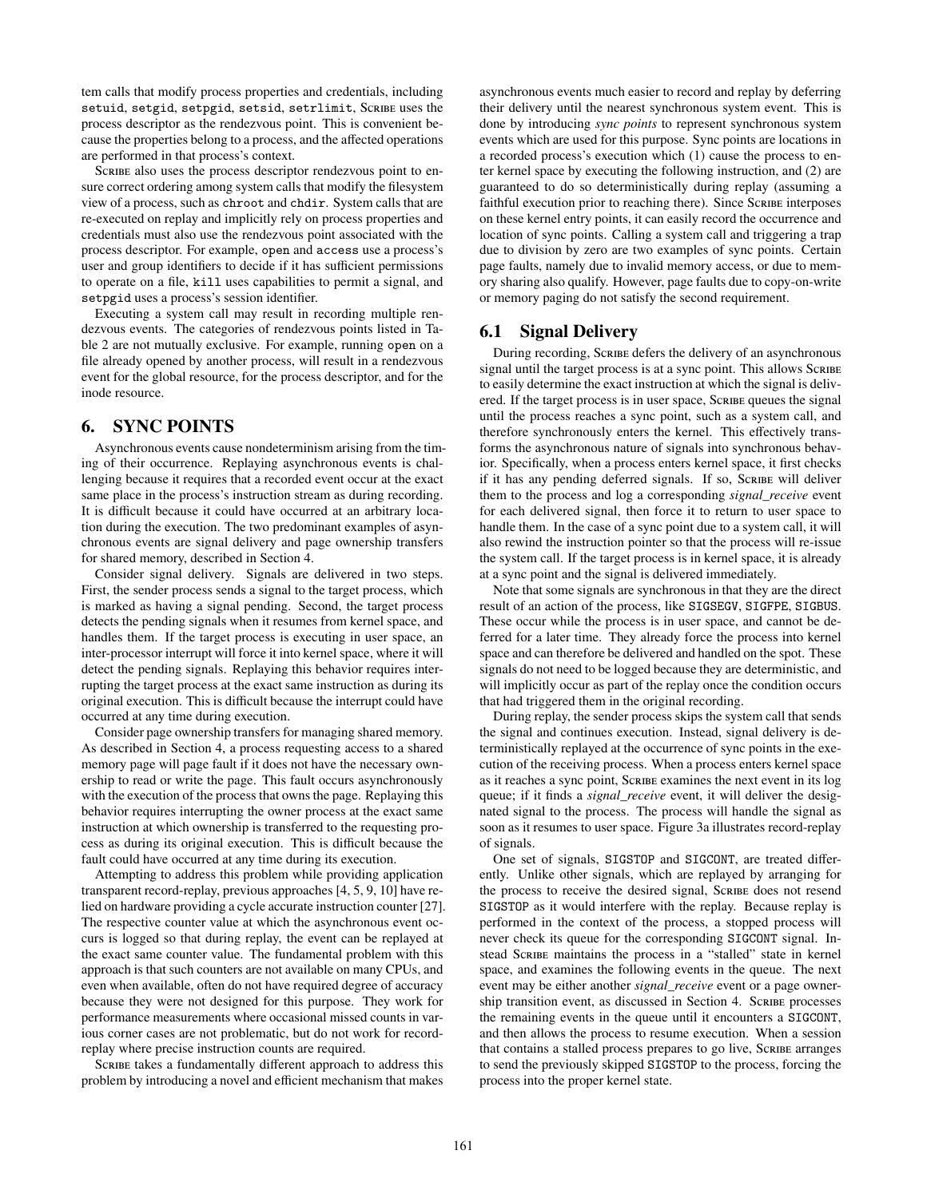tem calls that modify process properties and credentials, including setuid, setgid, setpgid, setsid, setrlimit, Scribe uses the process descriptor as the rendezvous point. This is convenient because the properties belong to a process, and the affected operations are performed in that process's context.

Scribe also uses the process descriptor rendezvous point to ensure correct ordering among system calls that modify the filesystem view of a process, such as chroot and chdir. System calls that are re-executed on replay and implicitly rely on process properties and credentials must also use the rendezvous point associated with the process descriptor. For example, open and access use a process's user and group identifiers to decide if it has sufficient permissions to operate on a file, kill uses capabilities to permit a signal, and setpgid uses a process's session identifier.

Executing a system call may result in recording multiple rendezvous events. The categories of rendezvous points listed in Table 2 are not mutually exclusive. For example, running open on a file already opened by another process, will result in a rendezvous event for the global resource, for the process descriptor, and for the inode resource.

## 6. SYNC POINTS

Asynchronous events cause nondeterminism arising from the timing of their occurrence. Replaying asynchronous events is challenging because it requires that a recorded event occur at the exact same place in the process's instruction stream as during recording. It is difficult because it could have occurred at an arbitrary location during the execution. The two predominant examples of asynchronous events are signal delivery and page ownership transfers for shared memory, described in Section 4.

Consider signal delivery. Signals are delivered in two steps. First, the sender process sends a signal to the target process, which is marked as having a signal pending. Second, the target process detects the pending signals when it resumes from kernel space, and handles them. If the target process is executing in user space, an inter-processor interrupt will force it into kernel space, where it will detect the pending signals. Replaying this behavior requires interrupting the target process at the exact same instruction as during its original execution. This is difficult because the interrupt could have occurred at any time during execution.

Consider page ownership transfers for managing shared memory. As described in Section 4, a process requesting access to a shared memory page will page fault if it does not have the necessary ownership to read or write the page. This fault occurs asynchronously with the execution of the process that owns the page. Replaying this behavior requires interrupting the owner process at the exact same instruction at which ownership is transferred to the requesting process as during its original execution. This is difficult because the fault could have occurred at any time during its execution.

Attempting to address this problem while providing application transparent record-replay, previous approaches [4, 5, 9, 10] have relied on hardware providing a cycle accurate instruction counter [27]. The respective counter value at which the asynchronous event occurs is logged so that during replay, the event can be replayed at the exact same counter value. The fundamental problem with this approach is that such counters are not available on many CPUs, and even when available, often do not have required degree of accuracy because they were not designed for this purpose. They work for performance measurements where occasional missed counts in various corner cases are not problematic, but do not work for record-replay where precise instruction counts are required.

Scribe takes a fundamentally different approach to address this problem by introducing a novel and efficient mechanism that makes asynchronous events much easier to record and replay by deferring their delivery until the nearest synchronous system event. This is done by introducing *sync points* to represent synchronous system events which are used for this purpose. Sync points are locations in a recorded process's execution which (1) cause the process to enter kernel space by executing the following instruction, and (2) are guaranteed to do so deterministically during replay (assuming a faithful execution prior to reaching there). Since Scribe interposes on these kernel entry points, it can easily record the occurrence and location of sync points. Calling a system call and triggering a trap due to division by zero are two examples of sync points. Certain page faults, namely due to invalid memory access, or due to memory sharing also qualify. However, page faults due to copy-on-write or memory paging do not satisfy the second requirement.

### 6.1 Signal Delivery

During recording, Scribe defers the delivery of an asynchronous signal until the target process is at a sync point. This allows Scribe to easily determine the exact instruction at which the signal is delivered. If the target process is in user space, Scribe queues the signal until the process reaches a sync point, such as a system call, and therefore synchronously enters the kernel. This effectively transforms the asynchronous nature of signals into synchronous behavior. Specifically, when a process enters kernel space, it first checks if it has any pending deferred signals. If so, Scribe will deliver them to the process and log a corresponding *signal_receive* event for each delivered signal, then force it to return to user space to handle them. In the case of a sync point due to a system call, it will also rewind the instruction pointer so that the process will re-issue the system call. If the target process is in kernel space, it is already at a sync point and the signal is delivered immediately.

Note that some signals are synchronous in that they are the direct result of an action of the process, like SIGSEGV, SIGFPE, SIGBUS. These occur while the process is in user space, and cannot be deferred for a later time. They already force the process into kernel space and can therefore be delivered and handled on the spot. These signals do not need to be logged because they are deterministic, and will implicitly occur as part of the replay once the condition occurs that had triggered them in the original recording.

During replay, the sender process skips the system call that sends the signal and continues execution. Instead, signal delivery is deterministically replayed at the occurrence of sync points in the execution of the receiving process. When a process enters kernel space as it reaches a sync point, Scribe examines the next event in its log queue; if it finds a *signal_receive* event, it will deliver the designated signal to the process. The process will handle the signal as soon as it resumes to user space. Figure 3a illustrates record-replay of signals.

One set of signals, SIGSTOP and SIGCONT, are treated differently. Unlike other signals, which are replayed by arranging for the process to receive the desired signal, Scribe does not resend SIGSTOP as it would interfere with the replay. Because replay is performed in the context of the process, a stopped process will never check its queue for the corresponding SIGCONT signal. Instead Scribe maintains the process in a "stalled" state in kernel space, and examines the following events in the queue. The next event may be either another *signal_receive* event or a page ownership transition event, as discussed in Section 4. Scribe processes the remaining events in the queue until it encounters a SIGCONT, and then allows the process to resume execution. When a session that contains a stalled process prepares to go live, Scribe arranges to send the previously skipped SIGSTOP to the process, forcing the process into the proper kernel state.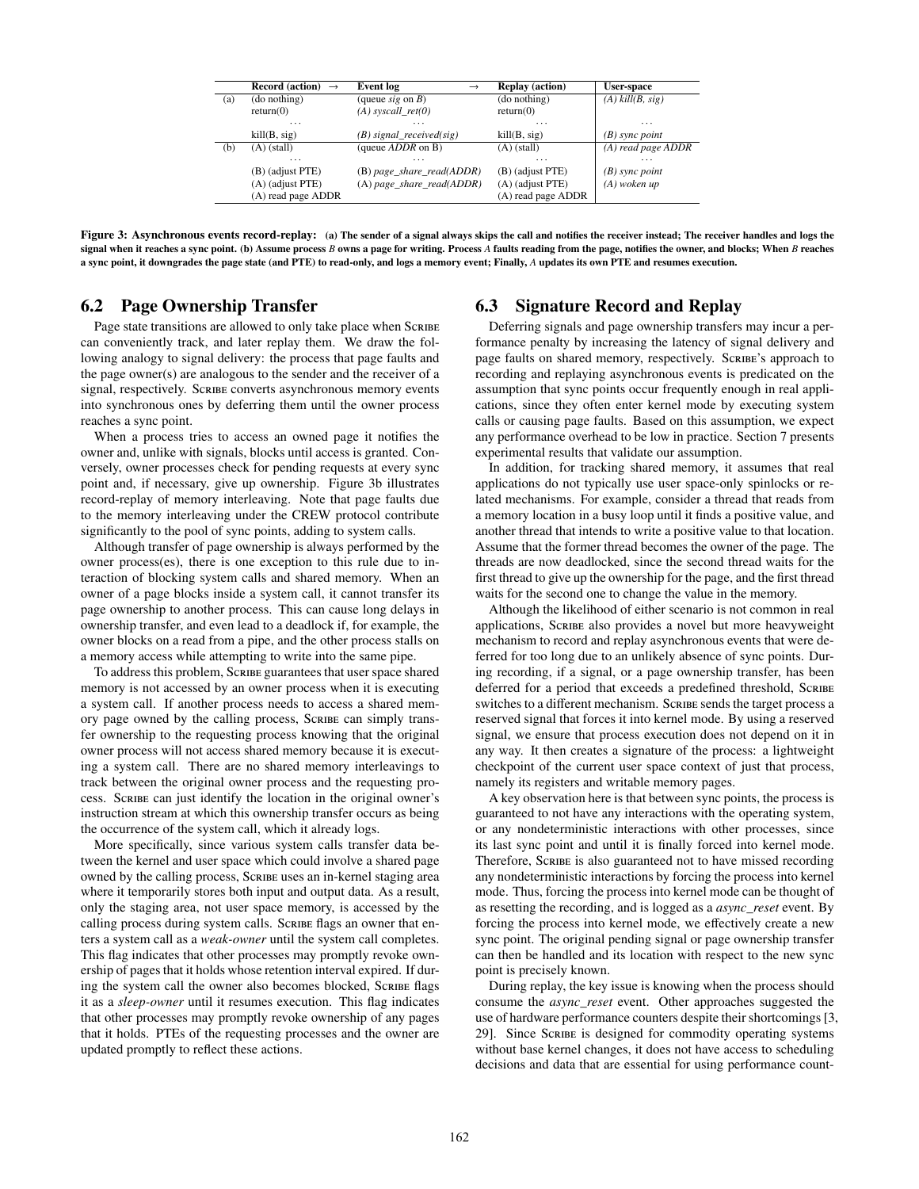| | Record (action) → | Event log → | Replay (action) | User-space |
|---|---|---|---|---|
| (a) | (do nothing) | (queue *sig* on *B*) | (do nothing) | *(A) kill(B, sig)* |
| | return(0) | *(A) syscall_ret(0)* | return(0) | |
| | ... | ... | ... | ... |
| | kill(B, sig) | *(B) signal_received(sig)* | kill(B, sig) | *(B) sync point* |
| (b) | (A) (stall) | (queue *ADDR* on B) | (A) (stall) | *(A) read page ADDR* |
| | ... | ... | ... | ... |
| | (B) (adjust PTE) | (B) *page_share_read(ADDR)* | (B) (adjust PTE) | *(B) sync point* |
| | (A) (adjust PTE) | (A) *page_share_read(ADDR)* | (A) (adjust PTE) | *(A) woken up* |
| | (A) read page ADDR | | (A) read page ADDR | |

**Figure 3: Asynchronous events record-replay: (a) The sender of a signal always skips the call and notifies the receiver instead; The receiver handles and logs the signal when it reaches a sync point. (b) Assume process *B* owns a page for writing. Process *A* faults reading from the page, notifies the owner, and blocks; When *B* reaches a sync point, it downgrades the page state (and PTE) to read-only, and logs a memory event; Finally, *A* updates its own PTE and resumes execution.**

## 6.2 Page Ownership Transfer

Page state transitions are allowed to only take place when Scribe can conveniently track, and later replay them. We draw the following analogy to signal delivery: the process that page faults and the page owner(s) are analogous to the sender and the receiver of a signal, respectively. Scribe converts asynchronous memory events into synchronous ones by deferring them until the owner process reaches a sync point.

When a process tries to access an owned page it notifies the owner and, unlike with signals, blocks until access is granted. Conversely, owner processes check for pending requests at every sync point and, if necessary, give up ownership. Figure 3b illustrates record-replay of memory interleaving. Note that page faults due to the memory interleaving under the CREW protocol contribute significantly to the pool of sync points, adding to system calls.

Although transfer of page ownership is always performed by the owner process(es), there is one exception to this rule due to interaction of blocking system calls and shared memory. When an owner of a page blocks inside a system call, it cannot transfer its page ownership to another process. This can cause long delays in ownership transfer, and even lead to a deadlock if, for example, the owner blocks on a read from a pipe, and the other process stalls on a memory access while attempting to write into the same pipe.

To address this problem, Scribe guarantees that user space shared memory is not accessed by an owner process when it is executing a system call. If another process needs to access a shared memory page owned by the calling process, Scribe can simply transfer ownership to the requesting process knowing that the original owner process will not access shared memory because it is executing a system call. There are no shared memory interleavings to track between the original owner process and the requesting process. Scribe can just identify the location in the original owner's instruction stream at which this ownership transfer occurs as being the occurrence of the system call, which it already logs.

More specifically, since various system calls transfer data between the kernel and user space which could involve a shared page owned by the calling process, Scribe uses an in-kernel staging area where it temporarily stores both input and output data. As a result, only the staging area, not user space memory, is accessed by the calling process during system calls. Scribe flags an owner that enters a system call as a *weak-owner* until the system call completes. This flag indicates that other processes may promptly revoke ownership of pages that it holds whose retention interval expired. If during the system call the owner also becomes blocked, Scribe flags it as a *sleep-owner* until it resumes execution. This flag indicates that other processes may promptly revoke ownership of any pages that it holds. PTEs of the requesting processes and the owner are updated promptly to reflect these actions.

## 6.3 Signature Record and Replay

Deferring signals and page ownership transfers may incur a performance penalty by increasing the latency of signal delivery and page faults on shared memory, respectively. Scribe's approach to recording and replaying asynchronous events is predicated on the assumption that sync points occur frequently enough in real applications, since they often enter kernel mode by executing system calls or causing page faults. Based on this assumption, we expect any performance overhead to be low in practice. Section 7 presents experimental results that validate our assumption.

In addition, for tracking shared memory, it assumes that real applications do not typically use user space-only spinlocks or related mechanisms. For example, consider a thread that reads from a memory location in a busy loop until it finds a positive value, and another thread that intends to write a positive value to that location. Assume that the former thread becomes the owner of the page. The threads are now deadlocked, since the second thread waits for the first thread to give up the ownership for the page, and the first thread waits for the second one to change the value in the memory.

Although the likelihood of either scenario is not common in real applications, Scribe also provides a novel but more heavyweight mechanism to record and replay asynchronous events that were deferred for too long due to an unlikely absence of sync points. During recording, if a signal, or a page ownership transfer, has been deferred for a period that exceeds a predefined threshold, Scribe switches to a different mechanism. Scribe sends the target process a reserved signal that forces it into kernel mode. By using a reserved signal, we ensure that process execution does not depend on it in any way. It then creates a signature of the process: a lightweight checkpoint of the current user space context of just that process, namely its registers and writable memory pages.

A key observation here is that between sync points, the process is guaranteed to not have any interactions with the operating system, or any nondeterministic interactions with other processes, since its last sync point and until it is finally forced into kernel mode. Therefore, Scribe is also guaranteed not to have missed recording any nondeterministic interactions by forcing the process into kernel mode. Thus, forcing the process into kernel mode can be thought of as resetting the recording, and is logged as a *async_reset* event. By forcing the process into kernel mode, we effectively create a new sync point. The original pending signal or page ownership transfer can then be handled and its location with respect to the new sync point is precisely known.

During replay, the key issue is knowing when the process should consume the *async_reset* event. Other approaches suggested the use of hardware performance counters despite their shortcomings [3, 29]. Since Scribe is designed for commodity operating systems without base kernel changes, it does not have access to scheduling decisions and data that are essential for using performance count-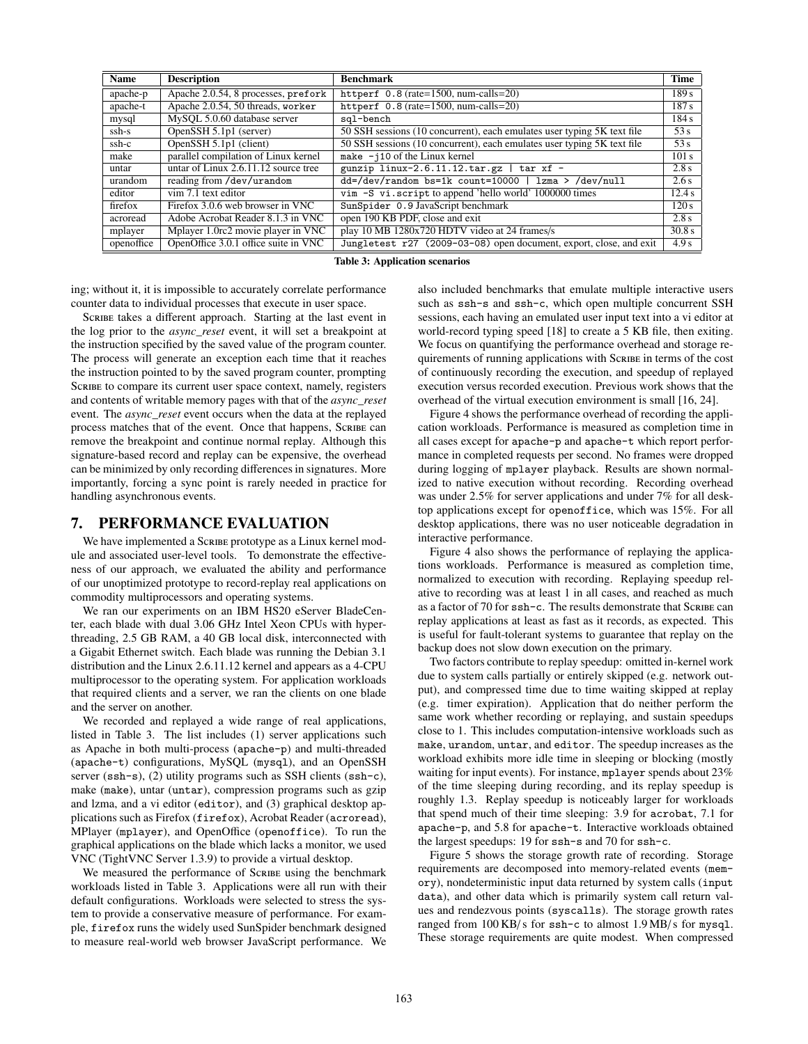| Name | Description | Benchmark | Time |
|---|---|---|---|
| apache-p | Apache 2.0.54, 8 processes, `prefork` | `httperf 0.8` (rate=1500, num-calls=20) | 189 s |
| apache-t | Apache 2.0.54, 50 threads, `worker` | `httperf 0.8` (rate=1500, num-calls=20) | 187 s |
| mysql | MySQL 5.0.60 database server | `sql-bench` | 184 s |
| ssh-s | OpenSSH 5.1p1 (server) | 50 SSH sessions (10 concurrent), each emulates user typing 5K text file | 53 s |
| ssh-c | OpenSSH 5.1p1 (client) | 50 SSH sessions (10 concurrent), each emulates user typing 5K text file | 53 s |
| make | parallel compilation of Linux kernel | `make -j10` of the Linux kernel | 101 s |
| untar | untar of Linux 2.6.11.12 source tree | `gunzip linux-2.6.11.12.tar.gz \| tar xf -` | 2.8 s |
| urandom | reading from `/dev/urandom` | `dd=/dev/random bs=1k count=10000 \| lzma > /dev/null` | 2.6 s |
| editor | vim 7.1 text editor | `vim -S vi.script` to append 'hello world' 1000000 times | 12.4 s |
| firefox | Firefox 3.0.6 web browser in VNC | `SunSpider 0.9` JavaScript benchmark | 120 s |
| acroread | Adobe Acrobat Reader 8.1.3 in VNC | open 190 KB PDF, close and exit | 2.8 s |
| mplayer | Mplayer 1.0rc2 movie player in VNC | play 10 MB 1280x720 HDTV video at 24 frames/s | 30.8 s |
| openoffice | OpenOffice 3.0.1 office suite in VNC | `Jungletest r27 (2009-03-08)` open document, export, close, and exit | 4.9 s |

**Table 3: Application scenarios**

ing; without it, it is impossible to accurately correlate performance counter data to individual processes that execute in user space.

Scribe takes a different approach. Starting at the last event in the log prior to the *async_reset* event, it will set a breakpoint at the instruction specified by the saved value of the program counter. The process will generate an exception each time that it reaches the instruction pointed to by the saved program counter, prompting Scribe to compare its current user space context, namely, registers and contents of writable memory pages with that of the *async_reset* event. The *async_reset* event occurs when the data at the replayed process matches that of the event. Once that happens, Scribe can remove the breakpoint and continue normal replay. Although this signature-based record and replay can be expensive, the overhead can be minimized by only recording differences in signatures. More importantly, forcing a sync point is rarely needed in practice for handling asynchronous events.

# 7. PERFORMANCE EVALUATION

We have implemented a Scribe prototype as a Linux kernel module and associated user-level tools. To demonstrate the effectiveness of our approach, we evaluated the ability and performance of our unoptimized prototype to record-replay real applications on commodity multiprocessors and operating systems.

We ran our experiments on an IBM HS20 eServer BladeCenter, each blade with dual 3.06 GHz Intel Xeon CPUs with hyperthreading, 2.5 GB RAM, a 40 GB local disk, interconnected with a Gigabit Ethernet switch. Each blade was running the Debian 3.1 distribution and the Linux 2.6.11.12 kernel and appears as a 4-CPU multiprocessor to the operating system. For application workloads that required clients and a server, we ran the clients on one blade and the server on another.

We recorded and replayed a wide range of real applications, listed in Table 3. The list includes (1) server applications such as Apache in both multi-process (`apache-p`) and multi-threaded (`apache-t`) configurations, MySQL (`mysql`), and an OpenSSH server (`ssh-s`), (2) utility programs such as SSH clients (`ssh-c`), make (`make`), untar (`untar`), compression programs such as gzip and lzma, and a vi editor (`editor`), and (3) graphical desktop applications such as Firefox (`firefox`), Acrobat Reader (`acroread`), MPlayer (`mplayer`), and OpenOffice (`openoffice`). To run the graphical applications on the blade which lacks a monitor, we used VNC (TightVNC Server 1.3.9) to provide a virtual desktop.

We measured the performance of Scribe using the benchmark workloads listed in Table 3. Applications were all run with their default configurations. Workloads were selected to stress the system to provide a conservative measure of performance. For example, `firefox` runs the widely used SunSpider benchmark designed to measure real-world web browser JavaScript performance. We also included benchmarks that emulate multiple interactive users such as `ssh-s` and `ssh-c`, which open multiple concurrent SSH sessions, each having an emulated user input text into a vi editor at world-record typing speed [18] to create a 5 KB file, then exiting. We focus on quantifying the performance overhead and storage requirements of running applications with Scribe in terms of the cost of continuously recording the execution, and speedup of replayed execution versus recorded execution. Previous work shows that the overhead of the virtual execution environment is small [16, 24].

Figure 4 shows the performance overhead of recording the application workloads. Performance is measured as completion time in all cases except for `apache-p` and `apache-t` which report performance in completed requests per second. No frames were dropped during logging of `mplayer` playback. Results are shown normalized to native execution without recording. Recording overhead was under 2.5% for server applications and under 7% for all desktop applications except for `openoffice`, which was 15%. For all desktop applications, there was no user noticeable degradation in interactive performance.

Figure 4 also shows the performance of replaying the applications workloads. Performance is measured as completion time, normalized to execution with recording. Replaying speedup relative to recording was at least 1 in all cases, and reached as much as a factor of 70 for `ssh-c`. The results demonstrate that Scribe can replay applications at least as fast as it records, as expected. This is useful for fault-tolerant systems to guarantee that replay on the backup does not slow down execution on the primary.

Two factors contribute to replay speedup: omitted in-kernel work due to system calls partially or entirely skipped (e.g. network output), and compressed time due to time waiting skipped at replay (e.g. timer expiration). Application that do neither perform the same work whether recording or replaying, and sustain speedups close to 1. This includes computation-intensive workloads such as `make`, `urandom`, `untar`, and `editor`. The speedup increases as the workload exhibits more idle time in sleeping or blocking (mostly waiting for input events). For instance, `mplayer` spends about 23% of the time sleeping during recording, and its replay speedup is roughly 1.3. Replay speedup is noticeably larger for workloads that spend much of their time sleeping: 3.9 for `acrobat`, 7.1 for `apache-p`, and 5.8 for `apache-t`. Interactive workloads obtained the largest speedups: 19 for `ssh-s` and 70 for `ssh-c`.

Figure 5 shows the storage growth rate of recording. Storage requirements are decomposed into memory-related events (`memory`), nondeterministic input data returned by system calls (`input data`), and other data which is primarily system call return values and rendezvous points (`syscalls`). The storage growth rates ranged from 100 KB/s for `ssh-c` to almost 1.9 MB/s for `mysql`. These storage requirements are quite modest. When compressed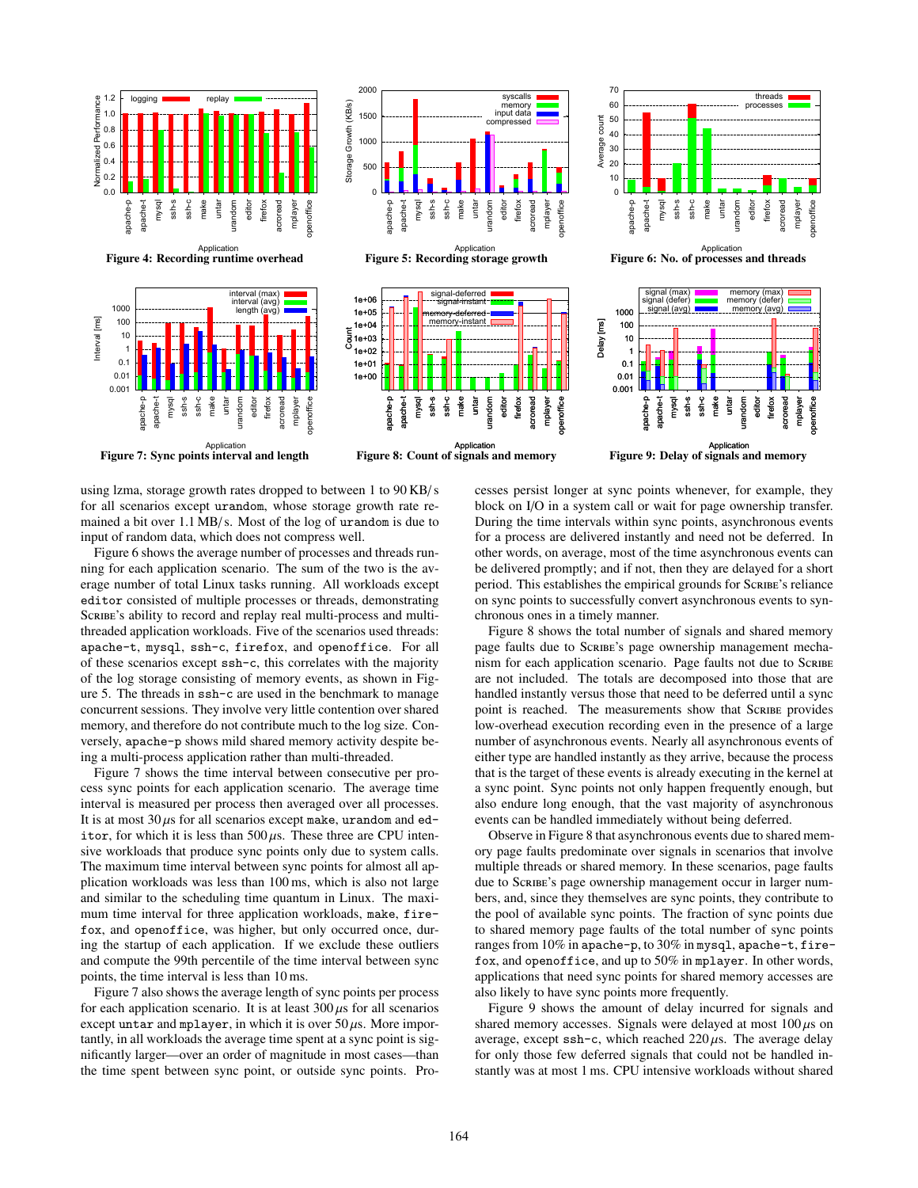Figure 4: Recording runtime overhead

Figure 5: Recording storage growth

Figure 6: No. of processes and threads

Figure 7: Sync points interval and length

Figure 8: Count of signals and memory

Figure 9: Delay of signals and memory

using lzma, storage growth rates dropped to between 1 to 90 KB/s for all scenarios except `urandom`, whose storage growth rate remained a bit over 1.1 MB/s. Most of the log of `urandom` is due to input of random data, which does not compress well.

Figure 6 shows the average number of processes and threads running for each application scenario. The sum of the two is the average number of total Linux tasks running. All workloads except `editor` consisted of multiple processes or threads, demonstrating Scribe's ability to record and replay real multi-process and multi-threaded application workloads. Five of the scenarios used threads: `apache-t`, `mysql`, `ssh-c`, `firefox`, and `openoffice`. For all of these scenarios except `ssh-c`, this correlates with the majority of the log storage consisting of memory events, as shown in Figure 5. The threads in `ssh-c` are used in the benchmark to manage concurrent sessions. They involve very little contention over shared memory, and therefore do not contribute much to the log size. Conversely, `apache-p` shows mild shared memory activity despite being a multi-process application rather than multi-threaded.

Figure 7 shows the time interval between consecutive per process sync points for each application scenario. The average time interval is measured per process then averaged over all processes. It is at most 30 $\mu$s for all scenarios except `make`, `urandom` and `editor`, for which it is less than 500 $\mu$s. These three are CPU intensive workloads that produce sync points only due to system calls. The maximum time interval between sync points for almost all application workloads was less than 100 ms, which is also not large and similar to the scheduling time quantum in Linux. The maximum time interval for three application workloads, `make`, `firefox`, and `openoffice`, was higher, but only occurred once, during the startup of each application. If we exclude these outliers and compute the 99th percentile of the time interval between sync points, the time interval is less than 10 ms.

Figure 7 also shows the average length of sync points per process for each application scenario. It is at least 300 $\mu$s for all scenarios except `untar` and `mplayer`, in which it is over 50 $\mu$s. More importantly, in all workloads the average time spent at a sync point is significantly larger—over an order of magnitude in most cases—than the time spent between sync point, or outside sync points. Processes persist longer at sync points whenever, for example, they block on I/O in a system call or wait for page ownership transfer. During the time intervals within sync points, asynchronous events for a process are delivered instantly and need not be deferred. In other words, on average, most of the time asynchronous events can be delivered promptly; and if not, then they are delayed for a short period. This establishes the empirical grounds for Scribe's reliance on sync points to successfully convert asynchronous events to synchronous ones in a timely manner.

Figure 8 shows the total number of signals and shared memory page faults due to Scribe's page ownership management mechanism for each application scenario. Page faults not due to Scribe are not included. The totals are decomposed into those that are handled instantly versus those that need to be deferred until a sync point is reached. The measurements show that Scribe provides low-overhead execution recording even in the presence of a large number of asynchronous events. Nearly all asynchronous events of either type are handled instantly as they arrive, because the process that is the target of these events is already executing in the kernel at a sync point. Sync points not only happen frequently enough, but also endure long enough, that the vast majority of asynchronous events can be handled immediately without being deferred.

Observe in Figure 8 that asynchronous events due to shared memory page faults predominate over signals in scenarios that involve multiple threads or shared memory. In these scenarios, page faults due to Scribe's page ownership management occur in larger numbers, and, since they themselves are sync points, they contribute to the pool of available sync points. The fraction of sync points due to shared memory page faults of the total number of sync points ranges from 10% in `apache-p`, to 30% in `mysql`, `apache-t`, `firefox`, and `openoffice`, and up to 50% in `mplayer`. In other words, applications that need sync points for shared memory accesses are also likely to have sync points more frequently.

Figure 9 shows the amount of delay incurred for signals and shared memory accesses. Signals were delayed at most 100 $\mu$s on average, except `ssh-c`, which reached 220 $\mu$s. The average delay for only those few deferred signals that could not be handled instantly was at most 1 ms. CPU intensive workloads without shared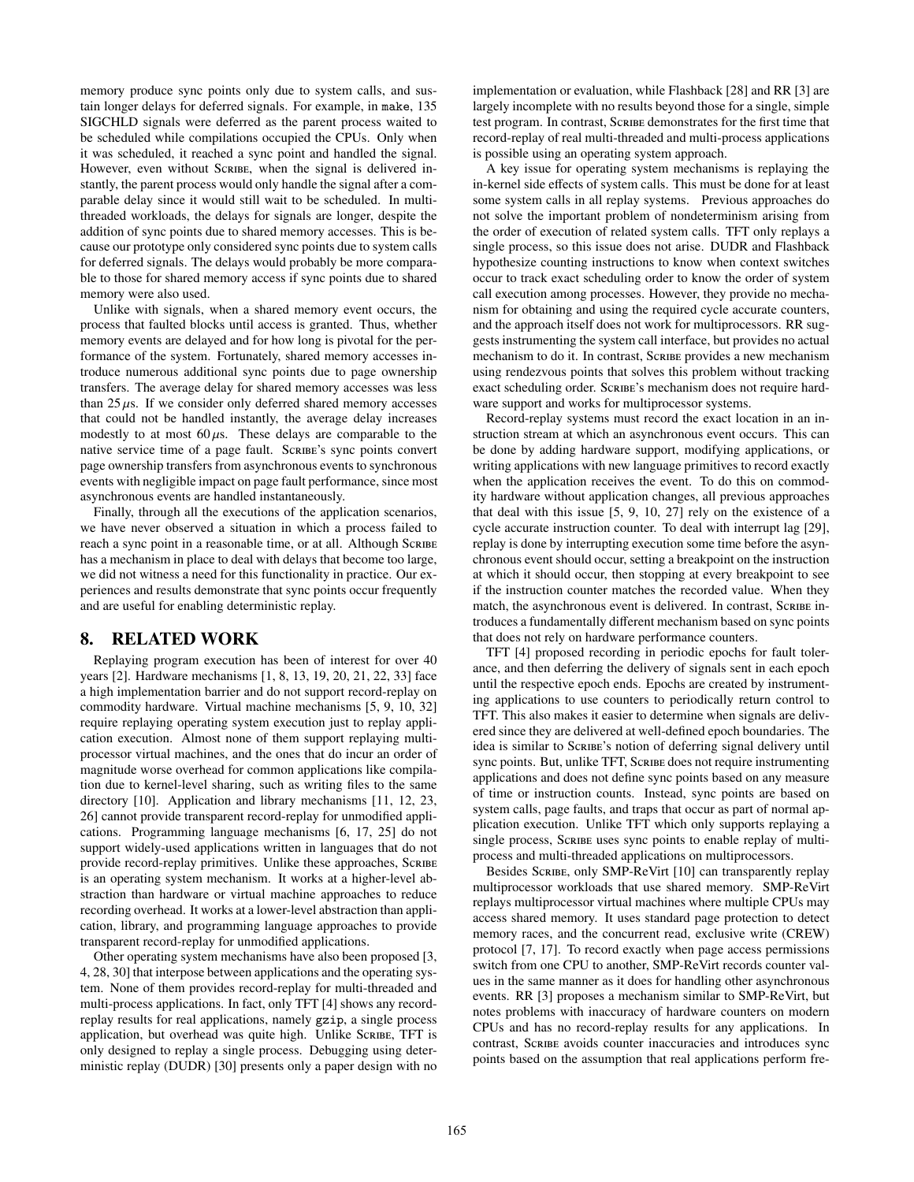memory produce sync points only due to system calls, and sustain longer delays for deferred signals. For example, in make, 135 SIGCHLD signals were deferred as the parent process waited to be scheduled while compilations occupied the CPUs. Only when it was scheduled, it reached a sync point and handled the signal. However, even without SCRIBE, when the signal is delivered instantly, the parent process would only handle the signal after a comparable delay since it would still wait to be scheduled. In multi-threaded workloads, the delays for signals are longer, despite the addition of sync points due to shared memory accesses. This is because our prototype only considered sync points due to system calls for deferred signals. The delays would probably be more comparable to those for shared memory access if sync points due to shared memory were also used.

Unlike with signals, when a shared memory event occurs, the process that faulted blocks until access is granted. Thus, whether memory events are delayed and for how long is pivotal for the performance of the system. Fortunately, shared memory accesses introduce numerous additional sync points due to page ownership transfers. The average delay for shared memory accesses was less than $25\,\mu$s. If we consider only deferred shared memory accesses that could not be handled instantly, the average delay increases modestly to at most $60\,\mu$s. These delays are comparable to the native service time of a page fault. SCRIBE's sync points convert page ownership transfers from asynchronous events to synchronous events with negligible impact on page fault performance, since most asynchronous events are handled instantaneously.

Finally, through all the executions of the application scenarios, we have never observed a situation in which a process failed to reach a sync point in a reasonable time, or at all. Although SCRIBE has a mechanism in place to deal with delays that become too large, we did not witness a need for this functionality in practice. Our experiences and results demonstrate that sync points occur frequently and are useful for enabling deterministic replay.

# 8. RELATED WORK

Replaying program execution has been of interest for over 40 years [2]. Hardware mechanisms [1, 8, 13, 19, 20, 21, 22, 33] face a high implementation barrier and do not support record-replay on commodity hardware. Virtual machine mechanisms [5, 9, 10, 32] require replaying operating system execution just to replay application execution. Almost none of them support replaying multiprocessor virtual machines, and the ones that do incur an order of magnitude worse overhead for common applications like compilation due to kernel-level sharing, such as writing files to the same directory [10]. Application and library mechanisms [11, 12, 23, 26] cannot provide transparent record-replay for unmodified applications. Programming language mechanisms [6, 17, 25] do not support widely-used applications written in languages that do not provide record-replay primitives. Unlike these approaches, SCRIBE is an operating system mechanism. It works at a higher-level abstraction than hardware or virtual machine approaches to reduce recording overhead. It works at a lower-level abstraction than application, library, and programming language approaches to provide transparent record-replay for unmodified applications.

Other operating system mechanisms have also been proposed [3, 4, 28, 30] that interpose between applications and the operating system. None of them provides record-replay for multi-threaded and multi-process applications. In fact, only TFT [4] shows any record-replay results for real applications, namely gzip, a single process application, but overhead was quite high. Unlike SCRIBE, TFT is only designed to replay a single process. Debugging using deterministic replay (DUDR) [30] presents only a paper design with no implementation or evaluation, while Flashback [28] and RR [3] are largely incomplete with no results beyond those for a single, simple test program. In contrast, SCRIBE demonstrates for the first time that record-replay of real multi-threaded and multi-process applications is possible using an operating system approach.

A key issue for operating system mechanisms is replaying the in-kernel side effects of system calls. This must be done for at least some system calls in all replay systems. Previous approaches do not solve the important problem of nondeterminism arising from the order of execution of related system calls. TFT only replays a single process, so this issue does not arise. DUDR and Flashback hypothesize counting instructions to know when context switches occur to track exact scheduling order to know the order of system call execution among processes. However, they provide no mechanism for obtaining and using the required cycle accurate counters, and the approach itself does not work for multiprocessors. RR suggests instrumenting the system call interface, but provides no actual mechanism to do it. In contrast, SCRIBE provides a new mechanism using rendezvous points that solves this problem without tracking exact scheduling order. SCRIBE's mechanism does not require hardware support and works for multiprocessor systems.

Record-replay systems must record the exact location in an instruction stream at which an asynchronous event occurs. This can be done by adding hardware support, modifying applications, or writing applications with new language primitives to record exactly when the application receives the event. To do this on commodity hardware without application changes, all previous approaches that deal with this issue [5, 9, 10, 27] rely on the existence of a cycle accurate instruction counter. To deal with interrupt lag [29], replay is done by interrupting execution some time before the asynchronous event should occur, setting a breakpoint on the instruction at which it should occur, then stopping at every breakpoint to see if the instruction counter matches the recorded value. When they match, the asynchronous event is delivered. In contrast, SCRIBE introduces a fundamentally different mechanism based on sync points that does not rely on hardware performance counters.

TFT [4] proposed recording in periodic epochs for fault tolerance, and then deferring the delivery of signals sent in each epoch until the respective epoch ends. Epochs are created by instrumenting applications to use counters to periodically return control to TFT. This also makes it easier to determine when signals are delivered since they are delivered at well-defined epoch boundaries. The idea is similar to SCRIBE's notion of deferring signal delivery until sync points. But, unlike TFT, SCRIBE does not require instrumenting applications and does not define sync points based on any measure of time or instruction counts. Instead, sync points are based on system calls, page faults, and traps that occur as part of normal application execution. Unlike TFT which only supports replaying a single process, SCRIBE uses sync points to enable replay of multi-process and multi-threaded applications on multiprocessors.

Besides SCRIBE, only SMP-ReVirt [10] can transparently replay multiprocessor workloads that use shared memory. SMP-ReVirt replays multiprocessor virtual machines where multiple CPUs may access shared memory. It uses standard page protection to detect memory races, and the concurrent read, exclusive write (CREW) protocol [7, 17]. To record exactly when page access permissions switch from one CPU to another, SMP-ReVirt records counter values in the same manner as it does for handling other asynchronous events. RR [3] proposes a mechanism similar to SMP-ReVirt, but notes problems with inaccuracy of hardware counters on modern CPUs and has no record-replay results for any applications. In contrast, SCRIBE avoids counter inaccuracies and introduces sync points based on the assumption that real applications perform fre-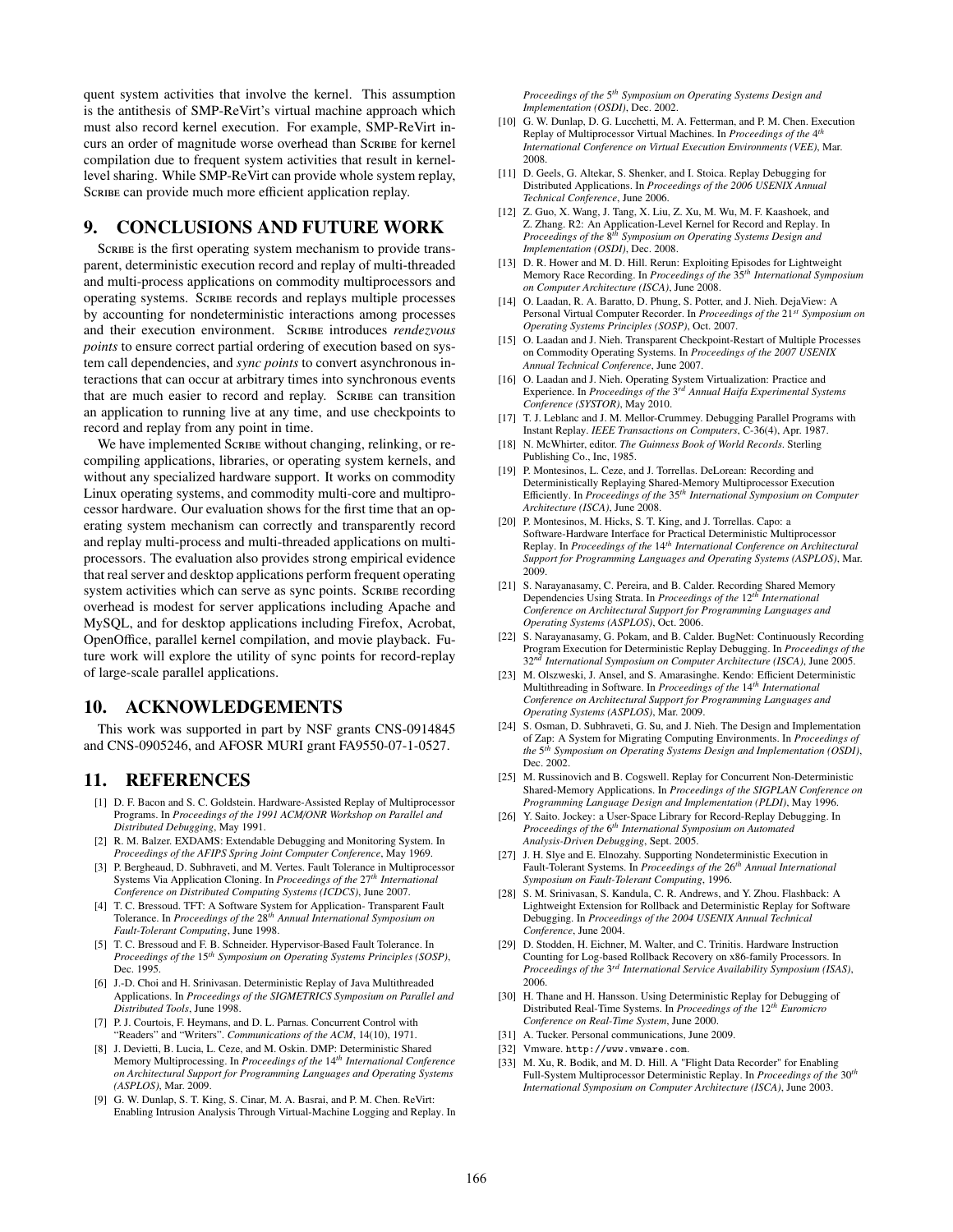quent system activities that involve the kernel. This assumption is the antithesis of SMP-ReVirt's virtual machine approach which must also record kernel execution. For example, SMP-ReVirt incurs an order of magnitude worse overhead than Scribe for kernel compilation due to frequent system activities that result in kernel-level sharing. While SMP-ReVirt can provide whole system replay, Scribe can provide much more efficient application replay.

## 9. CONCLUSIONS AND FUTURE WORK

Scribe is the first operating system mechanism to provide transparent, deterministic execution record and replay of multi-threaded and multi-process applications on commodity multiprocessors and operating systems. Scribe records and replays multiple processes by accounting for nondeterministic interactions among processes and their execution environment. Scribe introduces *rendezvous points* to ensure correct partial ordering of execution based on system call dependencies, and *sync points* to convert asynchronous interactions that can occur at arbitrary times into synchronous events that are much easier to record and replay. Scribe can transition an application to running live at any time, and use checkpoints to record and replay from any point in time.

We have implemented Scribe without changing, relinking, or recompiling applications, libraries, or operating system kernels, and without any specialized hardware support. It works on commodity Linux operating systems, and commodity multi-core and multiprocessor hardware. Our evaluation shows for the first time that an operating system mechanism can correctly and transparently record and replay multi-process and multi-threaded applications on multiprocessors. The evaluation also provides strong empirical evidence that real server and desktop applications perform frequent operating system activities which can serve as sync points. Scribe recording overhead is modest for server applications including Apache and MySQL, and for desktop applications including Firefox, Acrobat, OpenOffice, parallel kernel compilation, and movie playback. Future work will explore the utility of sync points for record-replay of large-scale parallel applications.

## 10. ACKNOWLEDGEMENTS

This work was supported in part by NSF grants CNS-0914845 and CNS-0905246, and AFOSR MURI grant FA9550-07-1-0527.

## 11. REFERENCES

[1] D. F. Bacon and S. C. Goldstein. Hardware-Assisted Replay of Multiprocessor Programs. In *Proceedings of the 1991 ACM/ONR Workshop on Parallel and Distributed Debugging*, May 1991.

[2] R. M. Balzer. EXDAMS: Extendable Debugging and Monitoring System. In *Proceedings of the AFIPS Spring Joint Computer Conference*, May 1969.

[3] P. Bergheaud, D. Subhraveti, and M. Vertes. Fault Tolerance in Multiprocessor Systems Via Application Cloning. In *Proceedings of the 27th International Conference on Distributed Computing Systems (ICDCS)*, June 2007.

[4] T. C. Bressoud. TFT: A Software System for Application- Transparent Fault Tolerance. In *Proceedings of the 28th Annual International Symposium on Fault-Tolerant Computing*, June 1998.

[5] T. C. Bressoud and F. B. Schneider. Hypervisor-Based Fault Tolerance. In *Proceedings of the 15th Symposium on Operating Systems Principles (SOSP)*, Dec. 1995.

[6] J.-D. Choi and H. Srinivasan. Deterministic Replay of Java Multithreaded Applications. In *Proceedings of the SIGMETRICS Symposium on Parallel and Distributed Tools*, June 1998.

[7] P. J. Courtois, F. Heymans, and D. L. Parnas. Concurrent Control with "Readers" and "Writers". *Communications of the ACM*, 14(10), 1971.

[8] J. Devietti, B. Lucia, L. Ceze, and M. Oskin. DMP: Deterministic Shared Memory Multiprocessing. In *Proceedings of the 14th International Conference on Architectural Support for Programming Languages and Operating Systems (ASPLOS)*, Mar. 2009.

[9] G. W. Dunlap, S. T. King, S. Cinar, M. A. Basrai, and P. M. Chen. ReVirt: Enabling Intrusion Analysis Through Virtual-Machine Logging and Replay. In *Proceedings of the 5th Symposium on Operating Systems Design and Implementation (OSDI)*, Dec. 2002.

[10] G. W. Dunlap, D. G. Lucchetti, M. A. Fetterman, and P. M. Chen. Execution Replay of Multiprocessor Virtual Machines. In *Proceedings of the 4th International Conference on Virtual Execution Environments (VEE)*, Mar. 2008.

[11] D. Geels, G. Altekar, S. Shenker, and I. Stoica. Replay Debugging for Distributed Applications. In *Proceedings of the 2006 USENIX Annual Technical Conference*, June 2006.

[12] Z. Guo, X. Wang, J. Tang, X. Liu, Z. Xu, M. Wu, M. F. Kaashoek, and Z. Zhang. R2: An Application-Level Kernel for Record and Replay. In *Proceedings of the 8th Symposium on Operating Systems Design and Implementation (OSDI)*, Dec. 2008.

[13] D. R. Hower and M. D. Hill. Rerun: Exploiting Episodes for Lightweight Memory Race Recording. In *Proceedings of the 35th International Symposium on Computer Architecture (ISCA)*, June 2008.

[14] O. Laadan, R. A. Baratto, D. Phung, S. Potter, and J. Nieh. DejaView: A Personal Virtual Computer Recorder. In *Proceedings of the 21st Symposium on Operating Systems Principles (SOSP)*, Oct. 2007.

[15] O. Laadan and J. Nieh. Transparent Checkpoint-Restart of Multiple Processes on Commodity Operating Systems. In *Proceedings of the 2007 USENIX Annual Technical Conference*, June 2007.

[16] O. Laadan and J. Nieh. Operating System Virtualization: Practice and Experience. In *Proceedings of the 3rd Annual Haifa Experimental Systems Conference (SYSTOR)*, May 2010.

[17] T. J. Leblanc and J. M. Mellor-Crummey. Debugging Parallel Programs with Instant Replay. *IEEE Transactions on Computers*, C-36(4), Apr. 1987.

[18] N. McWhirter, editor. *The Guinness Book of World Records*. Sterling Publishing Co., Inc, 1985.

[19] P. Montesinos, L. Ceze, and J. Torrellas. DeLorean: Recording and Deterministically Replaying Shared-Memory Multiprocessor Execution Efficiently. In *Proceedings of the 35th International Symposium on Computer Architecture (ISCA)*, June 2008.

[20] P. Montesinos, M. Hicks, S. T. King, and J. Torrellas. Capo: a Software-Hardware Interface for Practical Deterministic Multiprocessor Replay. In *Proceedings of the 14th International Conference on Architectural Support for Programming Languages and Operating Systems (ASPLOS)*, Mar. 2009.

[21] S. Narayanasamy, C. Pereira, and B. Calder. Recording Shared Memory Dependencies Using Strata. In *Proceedings of the 12th International Conference on Architectural Support for Programming Languages and Operating Systems (ASPLOS)*, Oct. 2006.

[22] S. Narayanasamy, G. Pokam, and B. Calder. BugNet: Continuously Recording Program Execution for Deterministic Replay Debugging. In *Proceedings of the 32nd International Symposium on Computer Architecture (ISCA)*, June 2005.

[23] M. Olszweski, J. Ansel, and S. Amarasinghe. Kendo: Efficient Deterministic Multithreading in Software. In *Proceedings of the 14th International Conference on Architectural Support for Programming Languages and Operating Systems (ASPLOS)*, Mar. 2009.

[24] S. Osman, D. Subhraveti, G. Su, and J. Nieh. The Design and Implementation of Zap: A System for Migrating Computing Environments. In *Proceedings of the 5th Symposium on Operating Systems Design and Implementation (OSDI)*, Dec. 2002.

[25] M. Russinovich and B. Cogswell. Replay for Concurrent Non-Deterministic Shared-Memory Applications. In *Proceedings of the SIGPLAN Conference on Programming Language Design and Implementation (PLDI)*, May 1996.

[26] Y. Saito. Jockey: a User-Space Library for Record-Replay Debugging. In *Proceedings of the 6th International Symposium on Automated Analysis-Driven Debugging*, Sept. 2005.

[27] J. H. Slye and E. Elnozahy. Supporting Nondeterministic Execution in Fault-Tolerant Systems. In *Proceedings of the 26th Annual International Symposium on Fault-Tolerant Computing*, 1996.

[28] S. M. Srinivasan, S. Kandula, C. R. Andrews, and Y. Zhou. Flashback: A Lightweight Extension for Rollback and Deterministic Replay for Software Debugging. In *Proceedings of the 2004 USENIX Annual Technical Conference*, June 2004.

[29] D. Stodden, H. Eichner, M. Walter, and C. Trinitis. Hardware Instruction Counting for Log-based Rollback Recovery on x86-family Processors. In *Proceedings of the 3rd International Service Availability Symposium (ISAS)*, 2006.

[30] H. Thane and H. Hansson. Using Deterministic Replay for Debugging of Distributed Real-Time Systems. In *Proceedings of the 12th Euromicro Conference on Real-Time System*, June 2000.

[31] A. Tucker. Personal communications, June 2009.

[32] Vmware. http://www.vmware.com.

[33] M. Xu, R. Bodik, and M. D. Hill. A "Flight Data Recorder" for Enabling Full-System Multiprocessor Deterministic Replay. In *Proceedings of the 30th International Symposium on Computer Architecture (ISCA)*, June 2003.